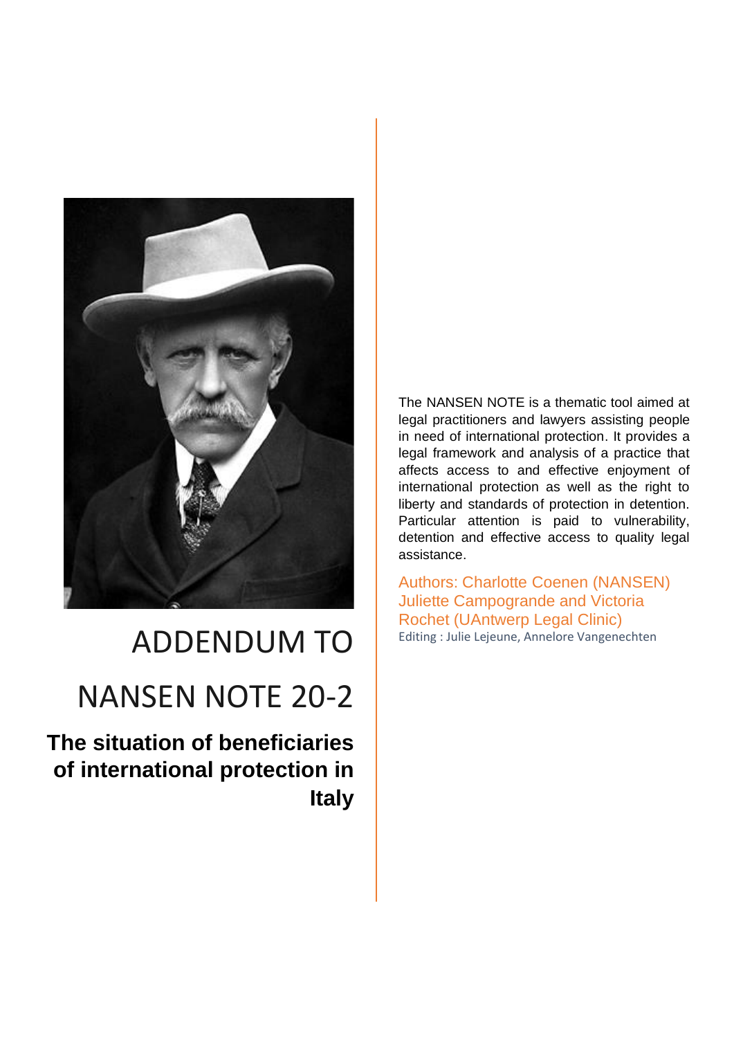# ADDENDUM TO NANSEN NOTE 20-2

## The situation of beneficiaries of international protection in Italy

The NANSEN NOTE is a thematic tool aimed at legal practitioners and lawyers assisting people in need of international protection. It provides a legal framework and analysis of a practice that affects access to and effective enjoyment of international protection as well as the right to liberty and standards of protection in detention. Particular attention is paid to vulnerability, detention and effective access to quality legal assistance.

Authors: Charlotte Coenen (NANSEN) Juliette Campogrande and Victoria Rochet (UAntwerp Legal Clinic)

Editing : Julie Lejeune, Annelore Vangenechten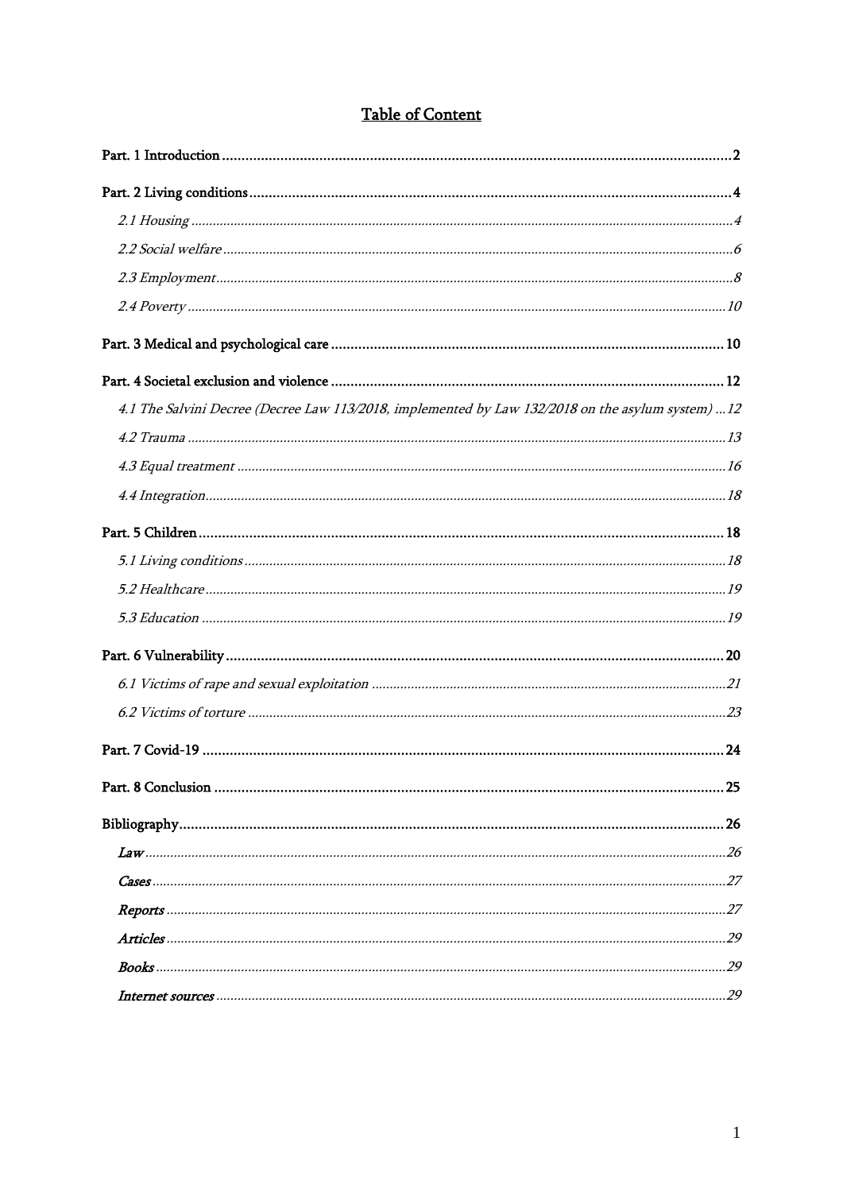# Table of Content

**Part. 1 Introduction** .......... 2

**Part. 2 Living conditions** .......... 4

*2.1 Housing* .......... 4

*2.2 Social welfare* .......... 6

*2.3 Employment* .......... 8

*2.4 Poverty* .......... 10

**Part. 3 Medical and psychological care** .......... 10

**Part. 4 Societal exclusion and violence** .......... 12

*4.1 The Salvini Decree (Decree Law 113/2018, implemented by Law 132/2018 on the asylum system)* .......... 12

*4.2 Trauma* .......... 13

*4.3 Equal treatment* .......... 16

*4.4 Integration* .......... 18

**Part. 5 Children** .......... 18

*5.1 Living conditions* .......... 18

*5.2 Healthcare* .......... 19

*5.3 Education* .......... 19

**Part. 6 Vulnerability** .......... 20

*6.1 Victims of rape and sexual exploitation* .......... 21

*6.2 Victims of torture* .......... 23

**Part. 7 Covid-19** .......... 24

**Part. 8 Conclusion** .......... 25

**Bibliography** .......... 26

***Law*** .......... 26

***Cases*** .......... 27

***Reports*** .......... 27

***Articles*** .......... 29

***Books*** .......... 29

***Internet sources*** .......... 29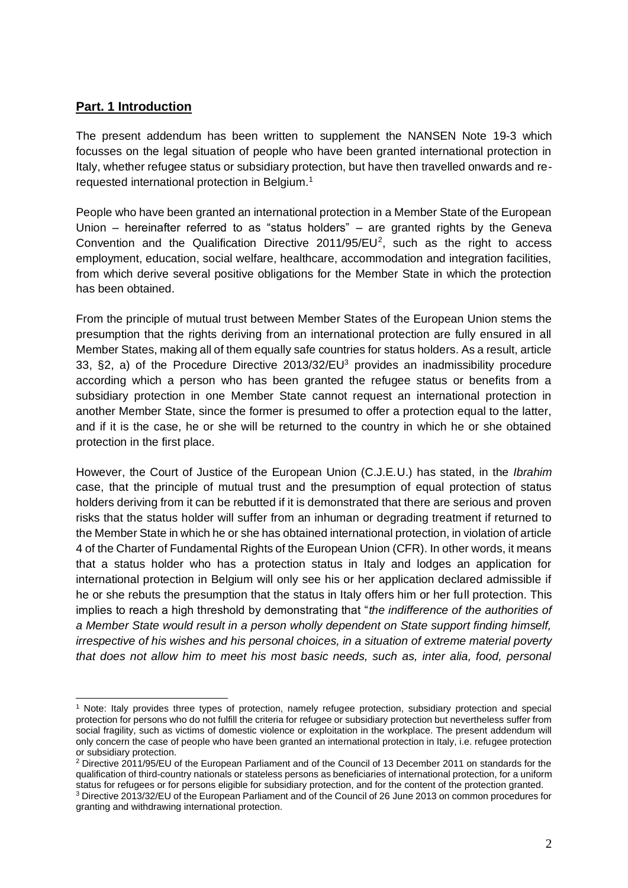## **Part. 1 Introduction**

The present addendum has been written to supplement the NANSEN Note 19-3 which focusses on the legal situation of people who have been granted international protection in Italy, whether refugee status or subsidiary protection, but have then travelled onwards and re-requested international protection in Belgium.[1]

People who have been granted an international protection in a Member State of the European Union – hereinafter referred to as "status holders" – are granted rights by the Geneva Convention and the Qualification Directive 2011/95/EU[2], such as the right to access employment, education, social welfare, healthcare, accommodation and integration facilities, from which derive several positive obligations for the Member State in which the protection has been obtained.

From the principle of mutual trust between Member States of the European Union stems the presumption that the rights deriving from an international protection are fully ensured in all Member States, making all of them equally safe countries for status holders. As a result, article 33, §2, a) of the Procedure Directive 2013/32/EU[3] provides an inadmissibility procedure according which a person who has been granted the refugee status or benefits from a subsidiary protection in one Member State cannot request an international protection in another Member State, since the former is presumed to offer a protection equal to the latter, and if it is the case, he or she will be returned to the country in which he or she obtained protection in the first place.

However, the Court of Justice of the European Union (C.J.E.U.) has stated, in the *Ibrahim* case, that the principle of mutual trust and the presumption of equal protection of status holders deriving from it can be rebutted if it is demonstrated that there are serious and proven risks that the status holder will suffer from an inhuman or degrading treatment if returned to the Member State in which he or she has obtained international protection, in violation of article 4 of the Charter of Fundamental Rights of the European Union (CFR). In other words, it means that a status holder who has a protection status in Italy and lodges an application for international protection in Belgium will only see his or her application declared admissible if he or she rebuts the presumption that the status in Italy offers him or her full protection. This implies to reach a high threshold by demonstrating that "*the indifference of the authorities of a Member State would result in a person wholly dependent on State support finding himself, irrespective of his wishes and his personal choices, in a situation of extreme material poverty that does not allow him to meet his most basic needs, such as, inter alia, food, personal*

---

[1] Note: Italy provides three types of protection, namely refugee protection, subsidiary protection and special protection for persons who do not fulfill the criteria for refugee or subsidiary protection but nevertheless suffer from social fragility, such as victims of domestic violence or exploitation in the workplace. The present addendum will only concern the case of people who have been granted an international protection in Italy, i.e. refugee protection or subsidiary protection.

[2] Directive 2011/95/EU of the European Parliament and of the Council of 13 December 2011 on standards for the qualification of third-country nationals or stateless persons as beneficiaries of international protection, for a uniform status for refugees or for persons eligible for subsidiary protection, and for the content of the protection granted.

[3] Directive 2013/32/EU of the European Parliament and of the Council of 26 June 2013 on common procedures for granting and withdrawing international protection.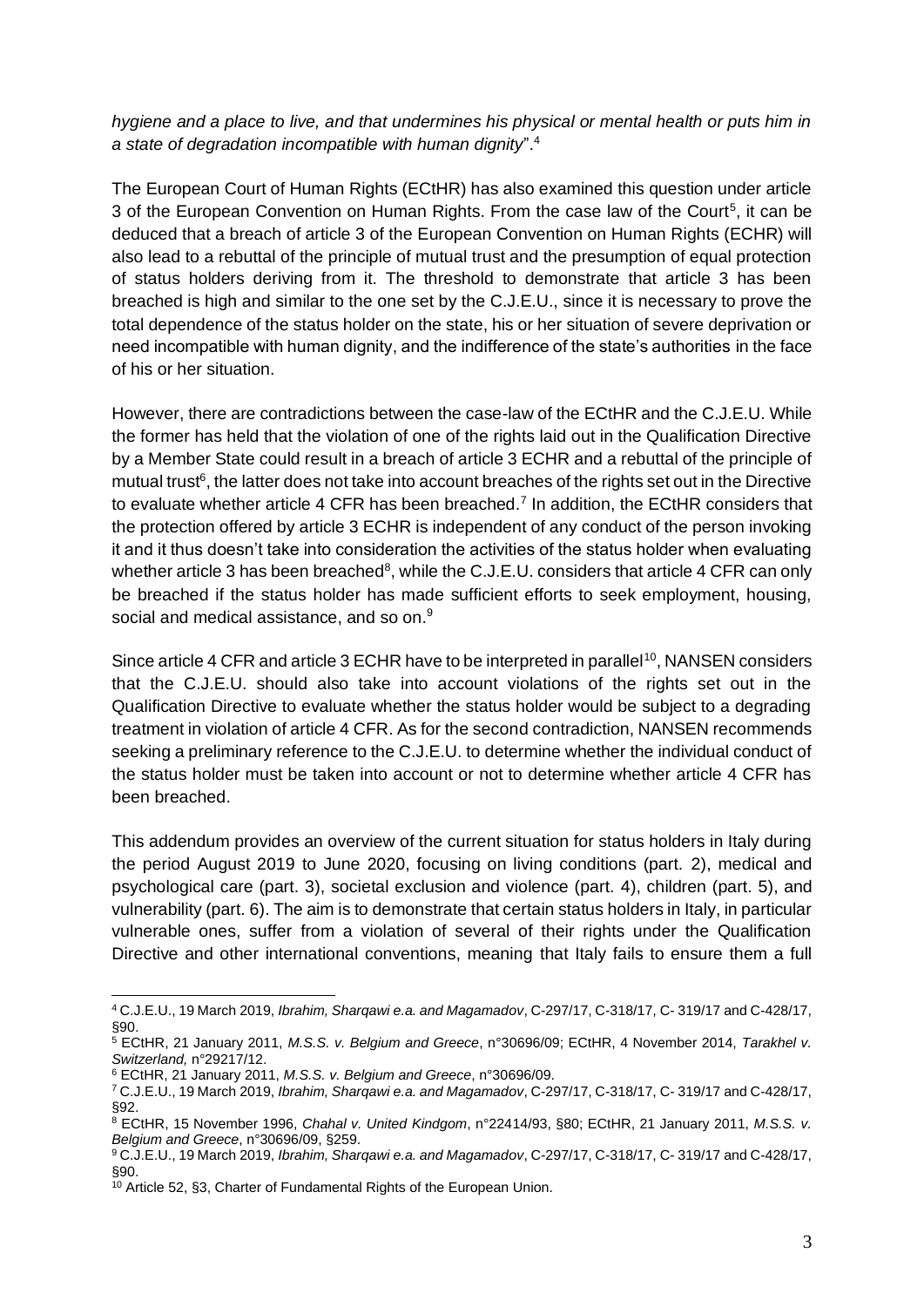*hygiene and a place to live, and that undermines his physical or mental health or puts him in a state of degradation incompatible with human dignity*".[4]

The European Court of Human Rights (ECtHR) has also examined this question under article 3 of the European Convention on Human Rights. From the case law of the Court[5], it can be deduced that a breach of article 3 of the European Convention on Human Rights (ECHR) will also lead to a rebuttal of the principle of mutual trust and the presumption of equal protection of status holders deriving from it. The threshold to demonstrate that article 3 has been breached is high and similar to the one set by the C.J.E.U., since it is necessary to prove the total dependence of the status holder on the state, his or her situation of severe deprivation or need incompatible with human dignity, and the indifference of the state's authorities in the face of his or her situation.

However, there are contradictions between the case-law of the ECtHR and the C.J.E.U. While the former has held that the violation of one of the rights laid out in the Qualification Directive by a Member State could result in a breach of article 3 ECHR and a rebuttal of the principle of mutual trust[6], the latter does not take into account breaches of the rights set out in the Directive to evaluate whether article 4 CFR has been breached.[7] In addition, the ECtHR considers that the protection offered by article 3 ECHR is independent of any conduct of the person invoking it and it thus doesn't take into consideration the activities of the status holder when evaluating whether article 3 has been breached[8], while the C.J.E.U. considers that article 4 CFR can only be breached if the status holder has made sufficient efforts to seek employment, housing, social and medical assistance, and so on.[9]

Since article 4 CFR and article 3 ECHR have to be interpreted in parallel[10], NANSEN considers that the C.J.E.U. should also take into account violations of the rights set out in the Qualification Directive to evaluate whether the status holder would be subject to a degrading treatment in violation of article 4 CFR. As for the second contradiction, NANSEN recommends seeking a preliminary reference to the C.J.E.U. to determine whether the individual conduct of the status holder must be taken into account or not to determine whether article 4 CFR has been breached.

This addendum provides an overview of the current situation for status holders in Italy during the period August 2019 to June 2020, focusing on living conditions (part. 2), medical and psychological care (part. 3), societal exclusion and violence (part. 4), children (part. 5), and vulnerability (part. 6). The aim is to demonstrate that certain status holders in Italy, in particular vulnerable ones, suffer from a violation of several of their rights under the Qualification Directive and other international conventions, meaning that Italy fails to ensure them a full

---

[4] C.J.E.U., 19 March 2019, *Ibrahim, Sharqawi e.a. and Magamadov*, C-297/17, C-318/17, C- 319/17 and C-428/17, §90.

[5] ECtHR, 21 January 2011, *M.S.S. v. Belgium and Greece*, n°30696/09; ECtHR, 4 November 2014, *Tarakhel v. Switzerland,* n°29217/12.

[6] ECtHR, 21 January 2011, *M.S.S. v. Belgium and Greece*, n°30696/09.

[7] C.J.E.U., 19 March 2019, *Ibrahim, Sharqawi e.a. and Magamadov*, C-297/17, C-318/17, C- 319/17 and C-428/17, §92.

[8] ECtHR, 15 November 1996, *Chahal v. United Kindgom*, n°22414/93, §80; ECtHR, 21 January 2011, *M.S.S. v. Belgium and Greece*, n°30696/09, §259.

[9] C.J.E.U., 19 March 2019, *Ibrahim, Sharqawi e.a. and Magamadov*, C-297/17, C-318/17, C- 319/17 and C-428/17, §90.

[10] Article 52, §3, Charter of Fundamental Rights of the European Union.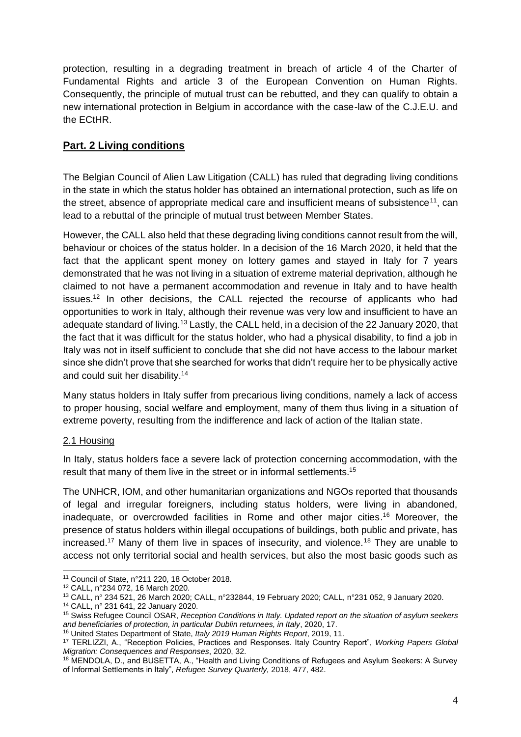protection, resulting in a degrading treatment in breach of article 4 of the Charter of Fundamental Rights and article 3 of the European Convention on Human Rights. Consequently, the principle of mutual trust can be rebutted, and they can qualify to obtain a new international protection in Belgium in accordance with the case-law of the C.J.E.U. and the ECtHR.

## Part. 2 Living conditions

The Belgian Council of Alien Law Litigation (CALL) has ruled that degrading living conditions in the state in which the status holder has obtained an international protection, such as life on the street, absence of appropriate medical care and insufficient means of subsistence[11], can lead to a rebuttal of the principle of mutual trust between Member States.

However, the CALL also held that these degrading living conditions cannot result from the will, behaviour or choices of the status holder. In a decision of the 16 March 2020, it held that the fact that the applicant spent money on lottery games and stayed in Italy for 7 years demonstrated that he was not living in a situation of extreme material deprivation, although he claimed to not have a permanent accommodation and revenue in Italy and to have health issues.[12] In other decisions, the CALL rejected the recourse of applicants who had opportunities to work in Italy, although their revenue was very low and insufficient to have an adequate standard of living.[13] Lastly, the CALL held, in a decision of the 22 January 2020, that the fact that it was difficult for the status holder, who had a physical disability, to find a job in Italy was not in itself sufficient to conclude that she did not have access to the labour market since she didn't prove that she searched for works that didn't require her to be physically active and could suit her disability.[14]

Many status holders in Italy suffer from precarious living conditions, namely a lack of access to proper housing, social welfare and employment, many of them thus living in a situation of extreme poverty, resulting from the indifference and lack of action of the Italian state.

### 2.1 Housing

In Italy, status holders face a severe lack of protection concerning accommodation, with the result that many of them live in the street or in informal settlements.[15]

The UNHCR, IOM, and other humanitarian organizations and NGOs reported that thousands of legal and irregular foreigners, including status holders, were living in abandoned, inadequate, or overcrowded facilities in Rome and other major cities.[16] Moreover, the presence of status holders within illegal occupations of buildings, both public and private, has increased.[17] Many of them live in spaces of insecurity, and violence.[18] They are unable to access not only territorial social and health services, but also the most basic goods such as

---

[11] Council of State, n°211 220, 18 October 2018.

[12] CALL, n°234 072, 16 March 2020.

[13] CALL, n° 234 521, 26 March 2020; CALL, n°232844, 19 February 2020; CALL, n°231 052, 9 January 2020.

[14] CALL, n° 231 641, 22 January 2020.

[15] Swiss Refugee Council OSAR, *Reception Conditions in Italy. Updated report on the situation of asylum seekers and beneficiaries of protection, in particular Dublin returnees, in Italy*, 2020, 17.

[16] United States Department of State, *Italy 2019 Human Rights Report*, 2019, 11.

[17] TERLIZZI, A., "Reception Policies, Practices and Responses. Italy Country Report", *Working Papers Global Migration: Consequences and Responses*, 2020, 32.

[18] MENDOLA, D., and BUSETTA, A., "Health and Living Conditions of Refugees and Asylum Seekers: A Survey of Informal Settlements in Italy", *Refugee Survey Quarterly,* 2018, 477, 482.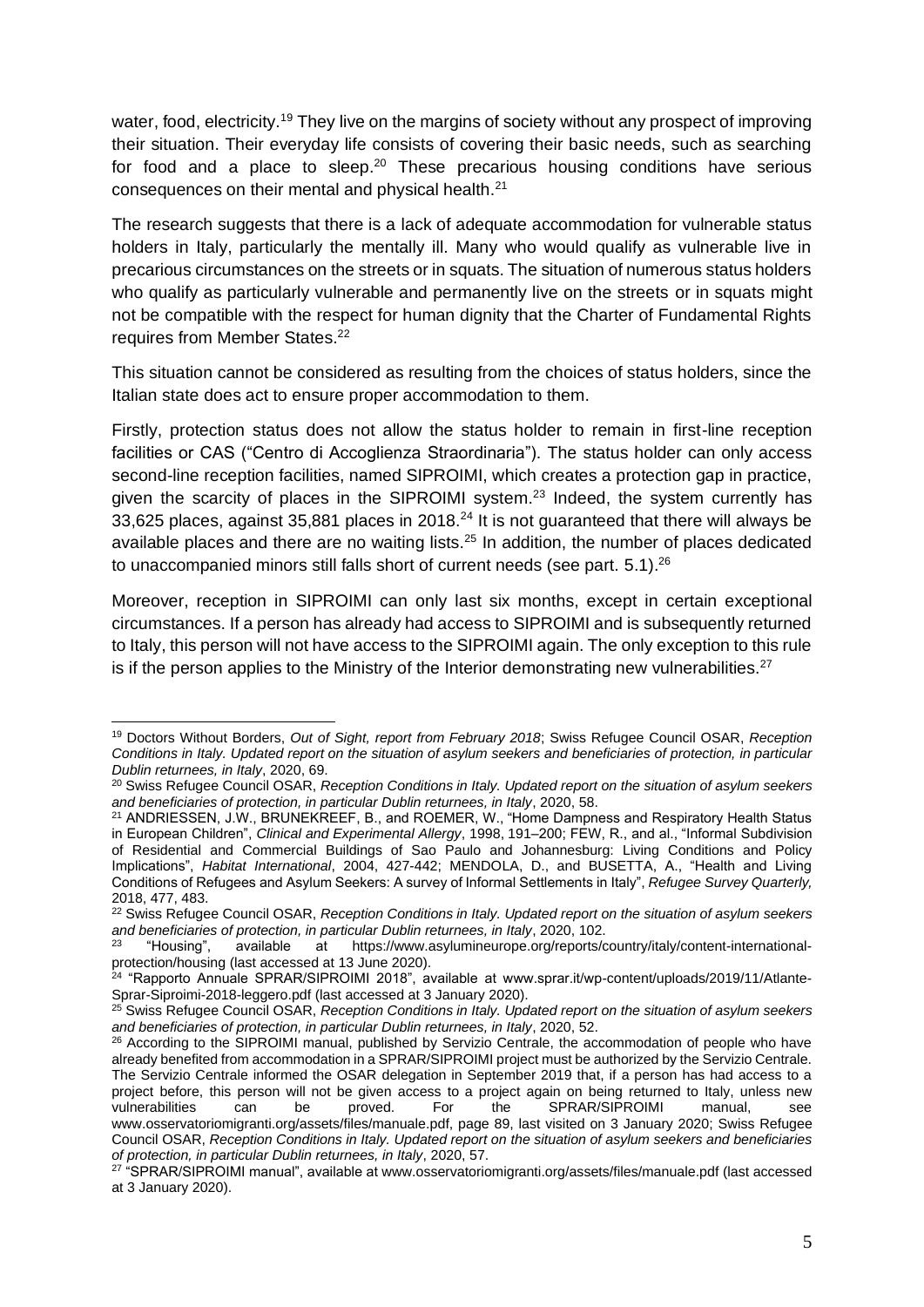water, food, electricity.[19] They live on the margins of society without any prospect of improving their situation. Their everyday life consists of covering their basic needs, such as searching for food and a place to sleep.[20] These precarious housing conditions have serious consequences on their mental and physical health.[21]

The research suggests that there is a lack of adequate accommodation for vulnerable status holders in Italy, particularly the mentally ill. Many who would qualify as vulnerable live in precarious circumstances on the streets or in squats. The situation of numerous status holders who qualify as particularly vulnerable and permanently live on the streets or in squats might not be compatible with the respect for human dignity that the Charter of Fundamental Rights requires from Member States.[22]

This situation cannot be considered as resulting from the choices of status holders, since the Italian state does act to ensure proper accommodation to them.

Firstly, protection status does not allow the status holder to remain in first-line reception facilities or CAS ("Centro di Accoglienza Straordinaria"). The status holder can only access second-line reception facilities, named SIPROIMI, which creates a protection gap in practice, given the scarcity of places in the SIPROIMI system.[23] Indeed, the system currently has 33,625 places, against 35,881 places in 2018.[24] It is not guaranteed that there will always be available places and there are no waiting lists.[25] In addition, the number of places dedicated to unaccompanied minors still falls short of current needs (see part. 5.1).[26]

Moreover, reception in SIPROIMI can only last six months, except in certain exceptional circumstances. If a person has already had access to SIPROIMI and is subsequently returned to Italy, this person will not have access to the SIPROIMI again. The only exception to this rule is if the person applies to the Ministry of the Interior demonstrating new vulnerabilities.[27]

---

[19] Doctors Without Borders, *Out of Sight, report from February 2018*; Swiss Refugee Council OSAR, *Reception Conditions in Italy. Updated report on the situation of asylum seekers and beneficiaries of protection, in particular Dublin returnees, in Italy*, 2020, 69.

[20] Swiss Refugee Council OSAR, *Reception Conditions in Italy. Updated report on the situation of asylum seekers and beneficiaries of protection, in particular Dublin returnees, in Italy*, 2020, 58.

[21] ANDRIESSEN, J.W., BRUNEKREEF, B., and ROEMER, W., "Home Dampness and Respiratory Health Status in European Children", *Clinical and Experimental Allergy*, 1998, 191–200; FEW, R., and al., "Informal Subdivision of Residential and Commercial Buildings of Sao Paulo and Johannesburg: Living Conditions and Policy Implications", *Habitat International*, 2004, 427-442; MENDOLA, D., and BUSETTA, A., "Health and Living Conditions of Refugees and Asylum Seekers: A survey of Informal Settlements in Italy", *Refugee Survey Quarterly,* 2018, 477, 483.

[22] Swiss Refugee Council OSAR, *Reception Conditions in Italy. Updated report on the situation of asylum seekers and beneficiaries of protection, in particular Dublin returnees, in Italy*, 2020, 102.

[23] "Housing", available at https://www.asylumineurope.org/reports/country/italy/content-international-protection/housing (last accessed at 13 June 2020).

[24] "Rapporto Annuale SPRAR/SIPROIMI 2018", available at www.sprar.it/wp-content/uploads/2019/11/Atlante-Sprar-Siproimi-2018-leggero.pdf (last accessed at 3 January 2020).

[25] Swiss Refugee Council OSAR, *Reception Conditions in Italy. Updated report on the situation of asylum seekers and beneficiaries of protection, in particular Dublin returnees, in Italy*, 2020, 52.

[26] According to the SIPROIMI manual, published by Servizio Centrale, the accommodation of people who have already benefited from accommodation in a SPRAR/SIPROIMI project must be authorized by the Servizio Centrale. The Servizio Centrale informed the OSAR delegation in September 2019 that, if a person has had access to a project before, this person will not be given access to a project again on being returned to Italy, unless new vulnerabilities can be proved. For the SPRAR/SIPROIMI manual, see www.osservatoriomigranti.org/assets/files/manuale.pdf, page 89, last visited on 3 January 2020; Swiss Refugee Council OSAR, *Reception Conditions in Italy. Updated report on the situation of asylum seekers and beneficiaries of protection, in particular Dublin returnees, in Italy*, 2020, 57.

[27] "SPRAR/SIPROIMI manual", available at www.osservatoriomigranti.org/assets/files/manuale.pdf (last accessed at 3 January 2020).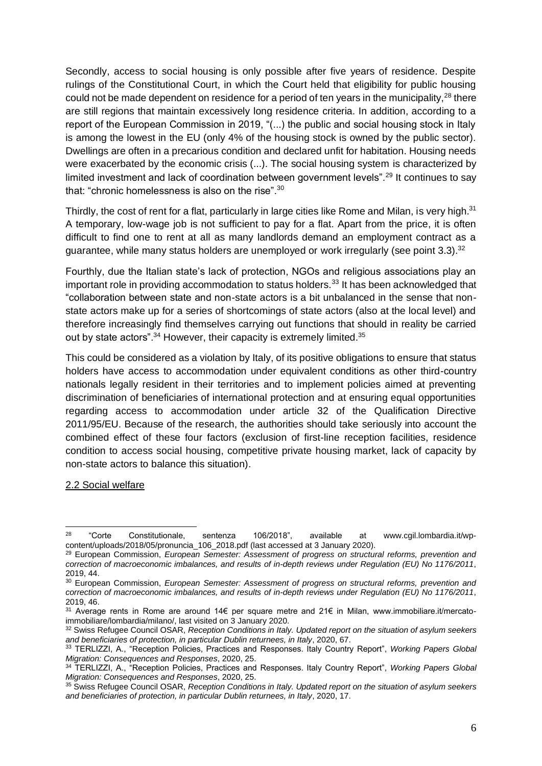Secondly, access to social housing is only possible after five years of residence. Despite rulings of the Constitutional Court, in which the Court held that eligibility for public housing could not be made dependent on residence for a period of ten years in the municipality,[28] there are still regions that maintain excessively long residence criteria. In addition, according to a report of the European Commission in 2019, "(...) the public and social housing stock in Italy is among the lowest in the EU (only 4% of the housing stock is owned by the public sector). Dwellings are often in a precarious condition and declared unfit for habitation. Housing needs were exacerbated by the economic crisis (...). The social housing system is characterized by limited investment and lack of coordination between government levels".[29] It continues to say that: "chronic homelessness is also on the rise".[30]

Thirdly, the cost of rent for a flat, particularly in large cities like Rome and Milan, is very high.[31] A temporary, low-wage job is not sufficient to pay for a flat. Apart from the price, it is often difficult to find one to rent at all as many landlords demand an employment contract as a guarantee, while many status holders are unemployed or work irregularly (see point 3.3).[32]

Fourthly, due the Italian state's lack of protection, NGOs and religious associations play an important role in providing accommodation to status holders.[33] It has been acknowledged that "collaboration between state and non-state actors is a bit unbalanced in the sense that non-state actors make up for a series of shortcomings of state actors (also at the local level) and therefore increasingly find themselves carrying out functions that should in reality be carried out by state actors".[34] However, their capacity is extremely limited.[35]

This could be considered as a violation by Italy, of its positive obligations to ensure that status holders have access to accommodation under equivalent conditions as other third-country nationals legally resident in their territories and to implement policies aimed at preventing discrimination of beneficiaries of international protection and at ensuring equal opportunities regarding access to accommodation under article 32 of the Qualification Directive 2011/95/EU. Because of the research, the authorities should take seriously into account the combined effect of these four factors (exclusion of first-line reception facilities, residence condition to access social housing, competitive private housing market, lack of capacity by non-state actors to balance this situation).

## 2.2 Social welfare

---

[28] "Corte Constitutionale, sentenza 106/2018", available at www.cgil.lombardia.it/wp-content/uploads/2018/05/pronuncia_106_2018.pdf (last accessed at 3 January 2020).

[29] European Commission, *European Semester: Assessment of progress on structural reforms, prevention and correction of macroeconomic imbalances, and results of in-depth reviews under Regulation (EU) No 1176/2011*, 2019, 44.

[30] European Commission, *European Semester: Assessment of progress on structural reforms, prevention and correction of macroeconomic imbalances, and results of in-depth reviews under Regulation (EU) No 1176/2011*, 2019, 46.

[31] Average rents in Rome are around 14€ per square metre and 21€ in Milan, www.immobiliare.it/mercato-immobiliare/lombardia/milano/, last visited on 3 January 2020.

[32] Swiss Refugee Council OSAR, *Reception Conditions in Italy. Updated report on the situation of asylum seekers and beneficiaries of protection, in particular Dublin returnees, in Italy*, 2020, 67.

[33] TERLIZZI, A., "Reception Policies, Practices and Responses. Italy Country Report", *Working Papers Global Migration: Consequences and Responses*, 2020, 25.

[34] TERLIZZI, A., "Reception Policies, Practices and Responses. Italy Country Report", *Working Papers Global Migration: Consequences and Responses*, 2020, 25.

[35] Swiss Refugee Council OSAR, *Reception Conditions in Italy. Updated report on the situation of asylum seekers and beneficiaries of protection, in particular Dublin returnees, in Italy*, 2020, 17.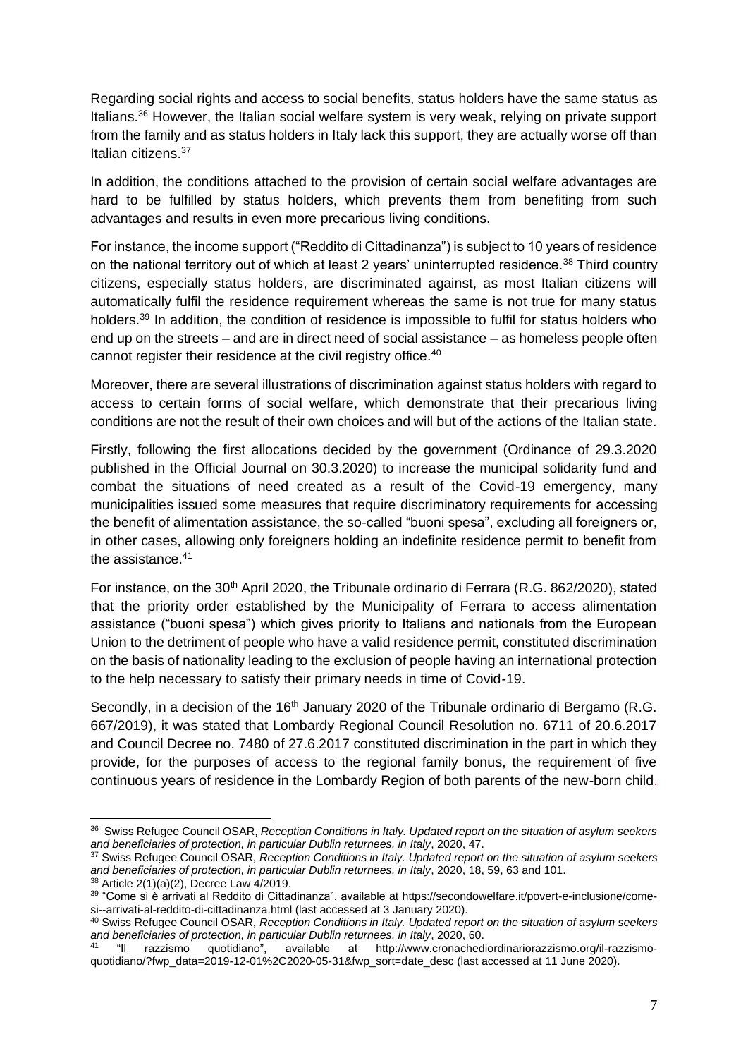Regarding social rights and access to social benefits, status holders have the same status as Italians.[36] However, the Italian social welfare system is very weak, relying on private support from the family and as status holders in Italy lack this support, they are actually worse off than Italian citizens.[37]

In addition, the conditions attached to the provision of certain social welfare advantages are hard to be fulfilled by status holders, which prevents them from benefiting from such advantages and results in even more precarious living conditions.

For instance, the income support ("Reddito di Cittadinanza") is subject to 10 years of residence on the national territory out of which at least 2 years' uninterrupted residence.[38] Third country citizens, especially status holders, are discriminated against, as most Italian citizens will automatically fulfil the residence requirement whereas the same is not true for many status holders.[39] In addition, the condition of residence is impossible to fulfil for status holders who end up on the streets – and are in direct need of social assistance – as homeless people often cannot register their residence at the civil registry office.[40]

Moreover, there are several illustrations of discrimination against status holders with regard to access to certain forms of social welfare, which demonstrate that their precarious living conditions are not the result of their own choices and will but of the actions of the Italian state.

Firstly, following the first allocations decided by the government (Ordinance of 29.3.2020 published in the Official Journal on 30.3.2020) to increase the municipal solidarity fund and combat the situations of need created as a result of the Covid-19 emergency, many municipalities issued some measures that require discriminatory requirements for accessing the benefit of alimentation assistance, the so-called "buoni spesa", excluding all foreigners or, in other cases, allowing only foreigners holding an indefinite residence permit to benefit from the assistance.[41]

For instance, on the 30th April 2020, the Tribunale ordinario di Ferrara (R.G. 862/2020), stated that the priority order established by the Municipality of Ferrara to access alimentation assistance ("buoni spesa") which gives priority to Italians and nationals from the European Union to the detriment of people who have a valid residence permit, constituted discrimination on the basis of nationality leading to the exclusion of people having an international protection to the help necessary to satisfy their primary needs in time of Covid-19.

Secondly, in a decision of the 16th January 2020 of the Tribunale ordinario di Bergamo (R.G. 667/2019), it was stated that Lombardy Regional Council Resolution no. 6711 of 20.6.2017 and Council Decree no. 7480 of 27.6.2017 constituted discrimination in the part in which they provide, for the purposes of access to the regional family bonus, the requirement of five continuous years of residence in the Lombardy Region of both parents of the new-born child.

---

[36] Swiss Refugee Council OSAR, *Reception Conditions in Italy. Updated report on the situation of asylum seekers and beneficiaries of protection, in particular Dublin returnees, in Italy*, 2020, 47.

[37] Swiss Refugee Council OSAR, *Reception Conditions in Italy. Updated report on the situation of asylum seekers and beneficiaries of protection, in particular Dublin returnees, in Italy*, 2020, 18, 59, 63 and 101.

[38] Article 2(1)(a)(2), Decree Law 4/2019.

[39] "Come si è arrivati al Reddito di Cittadinanza", available at https://secondowelfare.it/povert-e-inclusione/come-si--arrivati-al-reddito-di-cittadinanza.html (last accessed at 3 January 2020).

[40] Swiss Refugee Council OSAR, *Reception Conditions in Italy. Updated report on the situation of asylum seekers and beneficiaries of protection, in particular Dublin returnees, in Italy*, 2020, 60.

[41] "Il razzismo quotidiano", available at http://www.cronachediordinariorazzismo.org/il-razzismo-quotidiano/?fwp_data=2019-12-01%2C2020-05-31&fwp_sort=date_desc (last accessed at 11 June 2020).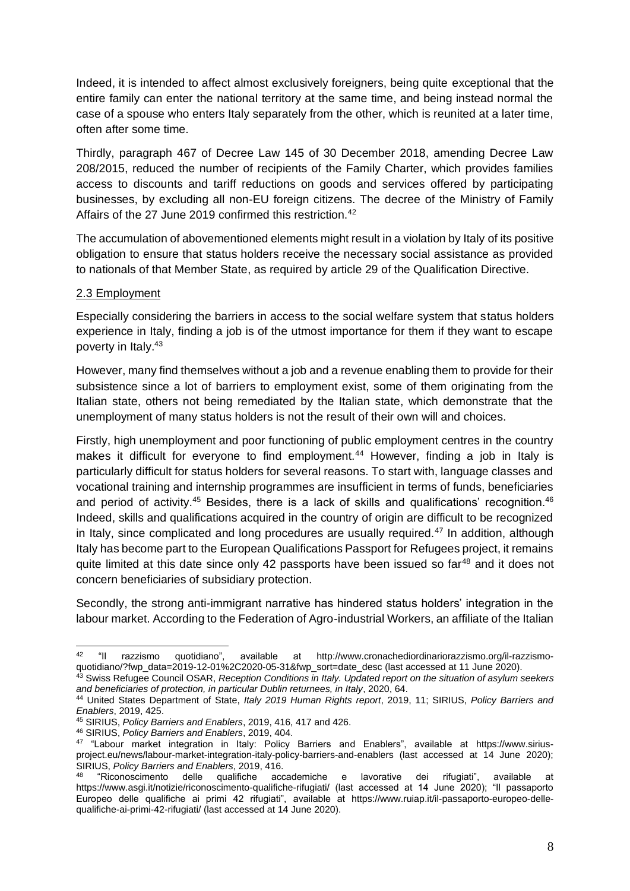Indeed, it is intended to affect almost exclusively foreigners, being quite exceptional that the entire family can enter the national territory at the same time, and being instead normal the case of a spouse who enters Italy separately from the other, which is reunited at a later time, often after some time.

Thirdly, paragraph 467 of Decree Law 145 of 30 December 2018, amending Decree Law 208/2015, reduced the number of recipients of the Family Charter, which provides families access to discounts and tariff reductions on goods and services offered by participating businesses, by excluding all non-EU foreign citizens. The decree of the Ministry of Family Affairs of the 27 June 2019 confirmed this restriction.[42]

The accumulation of abovementioned elements might result in a violation by Italy of its positive obligation to ensure that status holders receive the necessary social assistance as provided to nationals of that Member State, as required by article 29 of the Qualification Directive.

### 2.3 Employment

Especially considering the barriers in access to the social welfare system that status holders experience in Italy, finding a job is of the utmost importance for them if they want to escape poverty in Italy.[43]

However, many find themselves without a job and a revenue enabling them to provide for their subsistence since a lot of barriers to employment exist, some of them originating from the Italian state, others not being remediated by the Italian state, which demonstrate that the unemployment of many status holders is not the result of their own will and choices.

Firstly, high unemployment and poor functioning of public employment centres in the country makes it difficult for everyone to find employment.[44] However, finding a job in Italy is particularly difficult for status holders for several reasons. To start with, language classes and vocational training and internship programmes are insufficient in terms of funds, beneficiaries and period of activity.[45] Besides, there is a lack of skills and qualifications' recognition.[46] Indeed, skills and qualifications acquired in the country of origin are difficult to be recognized in Italy, since complicated and long procedures are usually required.[47] In addition, although Italy has become part to the European Qualifications Passport for Refugees project, it remains quite limited at this date since only 42 passports have been issued so far[48] and it does not concern beneficiaries of subsidiary protection.

Secondly, the strong anti-immigrant narrative has hindered status holders' integration in the labour market. According to the Federation of Agro-industrial Workers, an affiliate of the Italian

---

[42] "Il razzismo quotidiano", available at http://www.cronachediordinariorazzismo.org/il-razzismo-quotidiano/?fwp_data=2019-12-01%2C2020-05-31&fwp_sort=date_desc (last accessed at 11 June 2020).

[43] Swiss Refugee Council OSAR, *Reception Conditions in Italy. Updated report on the situation of asylum seekers and beneficiaries of protection, in particular Dublin returnees, in Italy*, 2020, 64.

[44] United States Department of State, *Italy 2019 Human Rights report*, 2019, 11; SIRIUS, *Policy Barriers and Enablers*, 2019, 425.

[45] SIRIUS, *Policy Barriers and Enablers*, 2019, 416, 417 and 426.

[46] SIRIUS, *Policy Barriers and Enablers*, 2019, 404.

[47] "Labour market integration in Italy: Policy Barriers and Enablers", available at https://www.sirius-project.eu/news/labour-market-integration-italy-policy-barriers-and-enablers (last accessed at 14 June 2020); SIRIUS, *Policy Barriers and Enablers*, 2019, 416.

[48] "Riconoscimento delle qualifiche accademiche e lavorative dei rifugiati", available at https://www.asgi.it/notizie/riconoscimento-qualifiche-rifugiati/ (last accessed at 14 June 2020); "Il passaporto Europeo delle qualifiche ai primi 42 rifugiati", available at https://www.ruiap.it/il-passaporto-europeo-delle-qualifiche-ai-primi-42-rifugiati/ (last accessed at 14 June 2020).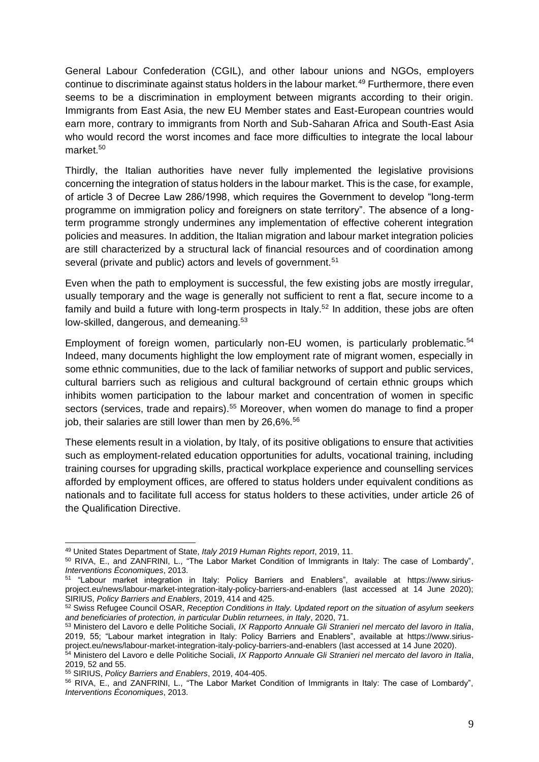General Labour Confederation (CGIL), and other labour unions and NGOs, employers continue to discriminate against status holders in the labour market.[49] Furthermore, there even seems to be a discrimination in employment between migrants according to their origin. Immigrants from East Asia, the new EU Member states and East-European countries would earn more, contrary to immigrants from North and Sub-Saharan Africa and South-East Asia who would record the worst incomes and face more difficulties to integrate the local labour market.[50]

Thirdly, the Italian authorities have never fully implemented the legislative provisions concerning the integration of status holders in the labour market. This is the case, for example, of article 3 of Decree Law 286/1998, which requires the Government to develop "long-term programme on immigration policy and foreigners on state territory". The absence of a long-term programme strongly undermines any implementation of effective coherent integration policies and measures. In addition, the Italian migration and labour market integration policies are still characterized by a structural lack of financial resources and of coordination among several (private and public) actors and levels of government.[51]

Even when the path to employment is successful, the few existing jobs are mostly irregular, usually temporary and the wage is generally not sufficient to rent a flat, secure income to a family and build a future with long-term prospects in Italy.[52] In addition, these jobs are often low-skilled, dangerous, and demeaning.[53]

Employment of foreign women, particularly non-EU women, is particularly problematic.[54] Indeed, many documents highlight the low employment rate of migrant women, especially in some ethnic communities, due to the lack of familiar networks of support and public services, cultural barriers such as religious and cultural background of certain ethnic groups which inhibits women participation to the labour market and concentration of women in specific sectors (services, trade and repairs).[55] Moreover, when women do manage to find a proper job, their salaries are still lower than men by 26,6%.[56]

These elements result in a violation, by Italy, of its positive obligations to ensure that activities such as employment-related education opportunities for adults, vocational training, including training courses for upgrading skills, practical workplace experience and counselling services afforded by employment offices, are offered to status holders under equivalent conditions as nationals and to facilitate full access for status holders to these activities, under article 26 of the Qualification Directive.

---

[49] United States Department of State, *Italy 2019 Human Rights report*, 2019, 11.

[50] RIVA, E., and ZANFRINI, L., "The Labor Market Condition of Immigrants in Italy: The case of Lombardy", *Interventions Économiques*, 2013.

[51] "Labour market integration in Italy: Policy Barriers and Enablers", available at https://www.sirius-project.eu/news/labour-market-integration-italy-policy-barriers-and-enablers (last accessed at 14 June 2020); SIRIUS, *Policy Barriers and Enablers*, 2019, 414 and 425.

[52] Swiss Refugee Council OSAR, *Reception Conditions in Italy. Updated report on the situation of asylum seekers and beneficiaries of protection, in particular Dublin returnees, in Italy*, 2020, 71.

[53] Ministero del Lavoro e delle Politiche Sociali, *IX Rapporto Annuale Gli Stranieri nel mercato del lavoro in Italia*, 2019, 55; "Labour market integration in Italy: Policy Barriers and Enablers", available at https://www.sirius-project.eu/news/labour-market-integration-italy-policy-barriers-and-enablers (last accessed at 14 June 2020).

[54] Ministero del Lavoro e delle Politiche Sociali, *IX Rapporto Annuale Gli Stranieri nel mercato del lavoro in Italia*, 2019, 52 and 55.

[55] SIRIUS, *Policy Barriers and Enablers*, 2019, 404-405.

[56] RIVA, E., and ZANFRINI, L., "The Labor Market Condition of Immigrants in Italy: The case of Lombardy", *Interventions Économiques*, 2013.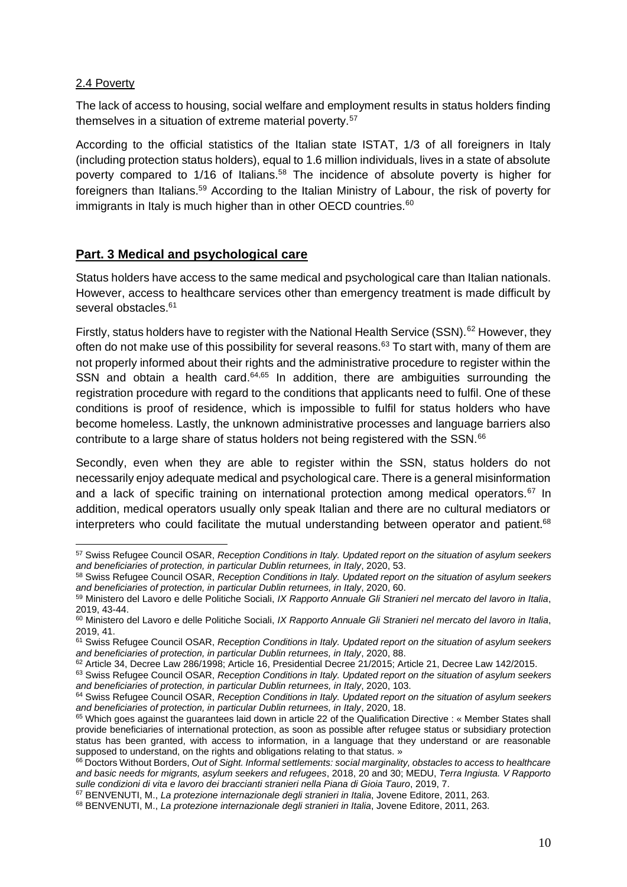### 2.4 Poverty

The lack of access to housing, social welfare and employment results in status holders finding themselves in a situation of extreme material poverty.[57]

According to the official statistics of the Italian state ISTAT, 1/3 of all foreigners in Italy (including protection status holders), equal to 1.6 million individuals, lives in a state of absolute poverty compared to 1/16 of Italians.[58] The incidence of absolute poverty is higher for foreigners than Italians.[59] According to the Italian Ministry of Labour, the risk of poverty for immigrants in Italy is much higher than in other OECD countries.[60]

## Part. 3 Medical and psychological care

Status holders have access to the same medical and psychological care than Italian nationals. However, access to healthcare services other than emergency treatment is made difficult by several obstacles.[61]

Firstly, status holders have to register with the National Health Service (SSN).[62] However, they often do not make use of this possibility for several reasons.[63] To start with, many of them are not properly informed about their rights and the administrative procedure to register within the SSN and obtain a health card.[64,65] In addition, there are ambiguities surrounding the registration procedure with regard to the conditions that applicants need to fulfil. One of these conditions is proof of residence, which is impossible to fulfil for status holders who have become homeless. Lastly, the unknown administrative processes and language barriers also contribute to a large share of status holders not being registered with the SSN.[66]

Secondly, even when they are able to register within the SSN, status holders do not necessarily enjoy adequate medical and psychological care. There is a general misinformation and a lack of specific training on international protection among medical operators.[67] In addition, medical operators usually only speak Italian and there are no cultural mediators or interpreters who could facilitate the mutual understanding between operator and patient.[68]

---

[57] Swiss Refugee Council OSAR, *Reception Conditions in Italy. Updated report on the situation of asylum seekers and beneficiaries of protection, in particular Dublin returnees, in Italy*, 2020, 53.

[58] Swiss Refugee Council OSAR, *Reception Conditions in Italy. Updated report on the situation of asylum seekers and beneficiaries of protection, in particular Dublin returnees, in Italy*, 2020, 60.

[59] Ministero del Lavoro e delle Politiche Sociali, *IX Rapporto Annuale Gli Stranieri nel mercato del lavoro in Italia*, 2019, 43-44.

[60] Ministero del Lavoro e delle Politiche Sociali, *IX Rapporto Annuale Gli Stranieri nel mercato del lavoro in Italia*, 2019, 41.

[61] Swiss Refugee Council OSAR, *Reception Conditions in Italy. Updated report on the situation of asylum seekers and beneficiaries of protection, in particular Dublin returnees, in Italy*, 2020, 88.

[62] Article 34, Decree Law 286/1998; Article 16, Presidential Decree 21/2015; Article 21, Decree Law 142/2015.

[63] Swiss Refugee Council OSAR, *Reception Conditions in Italy. Updated report on the situation of asylum seekers and beneficiaries of protection, in particular Dublin returnees, in Italy*, 2020, 103.

[64] Swiss Refugee Council OSAR, *Reception Conditions in Italy. Updated report on the situation of asylum seekers and beneficiaries of protection, in particular Dublin returnees, in Italy*, 2020, 18.

[65] Which goes against the guarantees laid down in article 22 of the Qualification Directive : « Member States shall provide beneficiaries of international protection, as soon as possible after refugee status or subsidiary protection status has been granted, with access to information, in a language that they understand or are reasonable supposed to understand, on the rights and obligations relating to that status. »

[66] Doctors Without Borders, *Out of Sight. Informal settlements: social marginality, obstacles to access to healthcare and basic needs for migrants, asylum seekers and refugees*, 2018, 20 and 30; MEDU, *Terra Ingiusta. V Rapporto sulle condizioni di vita e lavoro dei braccianti stranieri nella Piana di Gioia Tauro*, 2019, 7.

[67] BENVENUTI, M., *La protezione internazionale degli stranieri in Italia*, Jovene Editore, 2011, 263.

[68] BENVENUTI, M., *La protezione internazionale degli stranieri in Italia*, Jovene Editore, 2011, 263.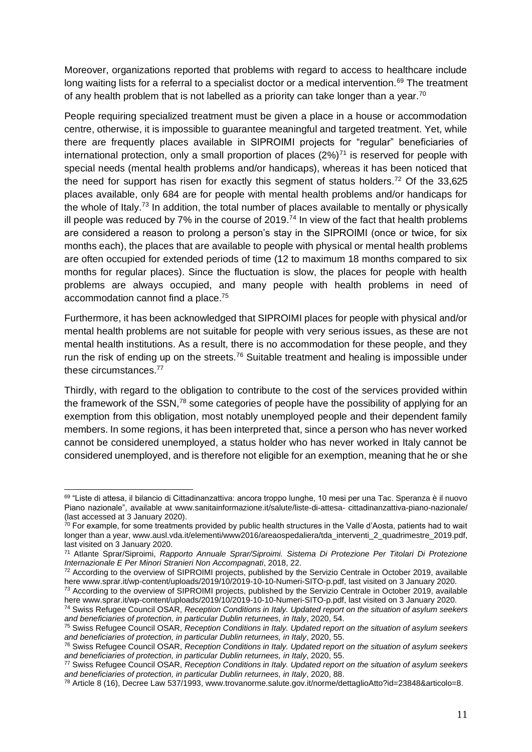Moreover, organizations reported that problems with regard to access to healthcare include long waiting lists for a referral to a specialist doctor or a medical intervention.[69] The treatment of any health problem that is not labelled as a priority can take longer than a year.[70]

People requiring specialized treatment must be given a place in a house or accommodation centre, otherwise, it is impossible to guarantee meaningful and targeted treatment. Yet, while there are frequently places available in SIPROIMI projects for "regular" beneficiaries of international protection, only a small proportion of places (2%)[71] is reserved for people with special needs (mental health problems and/or handicaps), whereas it has been noticed that the need for support has risen for exactly this segment of status holders.[72] Of the 33,625 places available, only 684 are for people with mental health problems and/or handicaps for the whole of Italy.[73] In addition, the total number of places available to mentally or physically ill people was reduced by 7% in the course of 2019.[74] In view of the fact that health problems are considered a reason to prolong a person's stay in the SIPROIMI (once or twice, for six months each), the places that are available to people with physical or mental health problems are often occupied for extended periods of time (12 to maximum 18 months compared to six months for regular places). Since the fluctuation is slow, the places for people with health problems are always occupied, and many people with health problems in need of accommodation cannot find a place.[75]

Furthermore, it has been acknowledged that SIPROIMI places for people with physical and/or mental health problems are not suitable for people with very serious issues, as these are not mental health institutions. As a result, there is no accommodation for these people, and they run the risk of ending up on the streets.[76] Suitable treatment and healing is impossible under these circumstances.[77]

Thirdly, with regard to the obligation to contribute to the cost of the services provided within the framework of the SSN,[78] some categories of people have the possibility of applying for an exemption from this obligation, most notably unemployed people and their dependent family members. In some regions, it has been interpreted that, since a person who has never worked cannot be considered unemployed, a status holder who has never worked in Italy cannot be considered unemployed, and is therefore not eligible for an exemption, meaning that he or she

---

[69] "Liste di attesa, il bilancio di Cittadinanzattiva: ancora troppo lunghe, 10 mesi per una Tac. Speranza è il nuovo Piano nazionale", available at www.sanitainformazione.it/salute/liste-di-attesa- cittadinanzattiva-piano-nazionale/ (last accessed at 3 January 2020).

[70] For example, for some treatments provided by public health structures in the Valle d'Aosta, patients had to wait longer than a year, www.ausl.vda.it/elementi/www2016/areaospedaliera/tda_interventi_2_quadrimestre_2019.pdf, last visited on 3 January 2020.

[71] Atlante Sprar/Siproimi, *Rapporto Annuale Sprar/Siproimi. Sistema Di Protezione Per Titolari Di Protezione Internazionale E Per Minori Stranieri Non Accompagnati*, 2018, 22.

[72] According to the overview of SIPROIMI projects, published by the Servizio Centrale in October 2019, available here www.sprar.it/wp-content/uploads/2019/10/2019-10-10-Numeri-SITO-p.pdf, last visited on 3 January 2020.

[73] According to the overview of SIPROIMI projects, published by the Servizio Centrale in October 2019, available here www.sprar.it/wp-content/uploads/2019/10/2019-10-10-Numeri-SITO-p.pdf, last visited on 3 January 2020.

[74] Swiss Refugee Council OSAR, *Reception Conditions in Italy. Updated report on the situation of asylum seekers and beneficiaries of protection, in particular Dublin returnees, in Italy*, 2020, 54.

[75] Swiss Refugee Council OSAR, *Reception Conditions in Italy. Updated report on the situation of asylum seekers and beneficiaries of protection, in particular Dublin returnees, in Italy*, 2020, 55.

[76] Swiss Refugee Council OSAR, *Reception Conditions in Italy. Updated report on the situation of asylum seekers and beneficiaries of protection, in particular Dublin returnees, in Italy*, 2020, 55.

[77] Swiss Refugee Council OSAR, *Reception Conditions in Italy. Updated report on the situation of asylum seekers and beneficiaries of protection, in particular Dublin returnees, in Italy*, 2020, 88.

[78] Article 8 (16), Decree Law 537/1993, www.trovanorme.salute.gov.it/norme/dettaglioAtto?id=23848&articolo=8.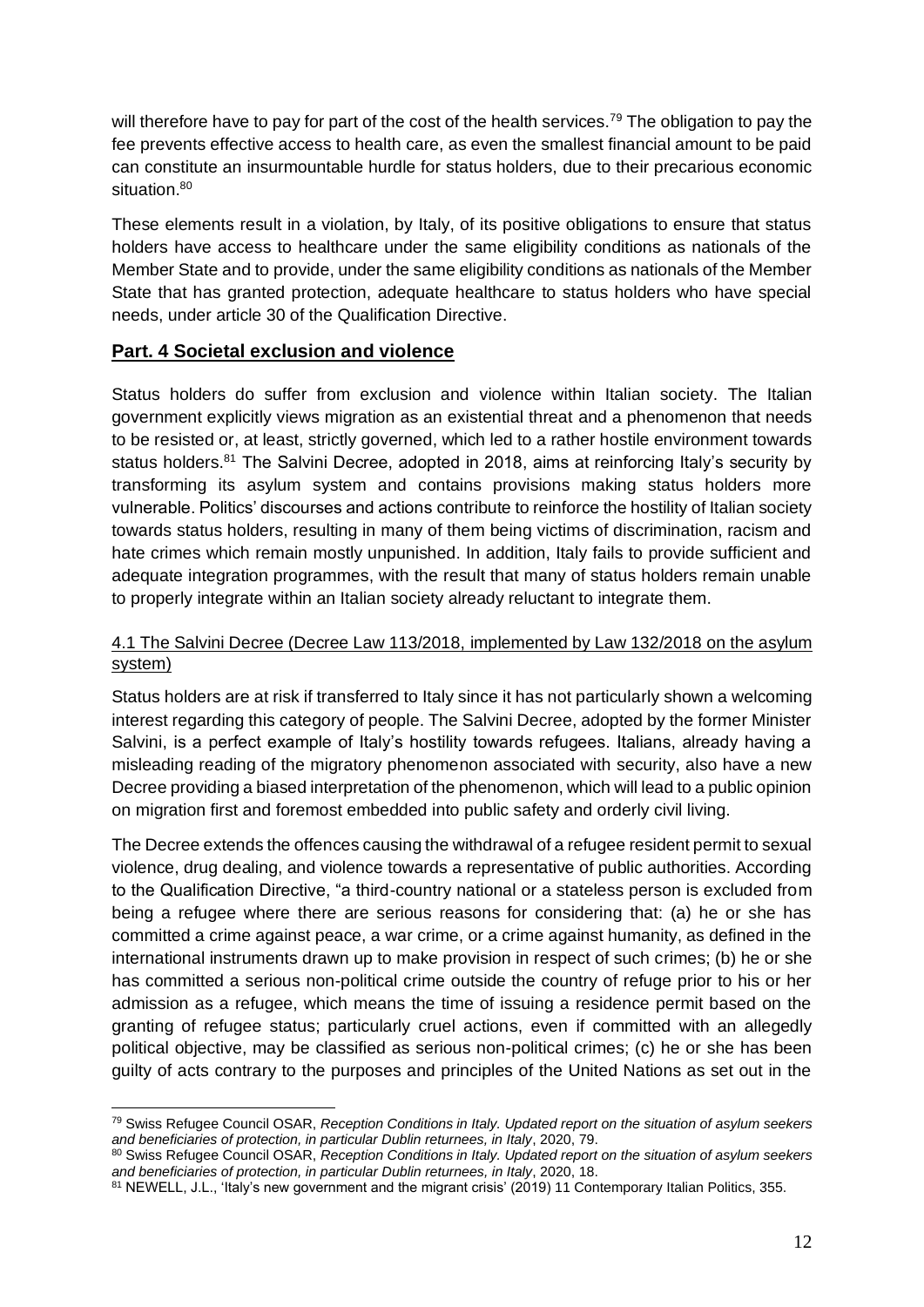will therefore have to pay for part of the cost of the health services.[79] The obligation to pay the fee prevents effective access to health care, as even the smallest financial amount to be paid can constitute an insurmountable hurdle for status holders, due to their precarious economic situation.[80]

These elements result in a violation, by Italy, of its positive obligations to ensure that status holders have access to healthcare under the same eligibility conditions as nationals of the Member State and to provide, under the same eligibility conditions as nationals of the Member State that has granted protection, adequate healthcare to status holders who have special needs, under article 30 of the Qualification Directive.

## Part. 4 Societal exclusion and violence

Status holders do suffer from exclusion and violence within Italian society. The Italian government explicitly views migration as an existential threat and a phenomenon that needs to be resisted or, at least, strictly governed, which led to a rather hostile environment towards status holders.[81] The Salvini Decree, adopted in 2018, aims at reinforcing Italy's security by transforming its asylum system and contains provisions making status holders more vulnerable. Politics' discourses and actions contribute to reinforce the hostility of Italian society towards status holders, resulting in many of them being victims of discrimination, racism and hate crimes which remain mostly unpunished. In addition, Italy fails to provide sufficient and adequate integration programmes, with the result that many of status holders remain unable to properly integrate within an Italian society already reluctant to integrate them.

### 4.1 The Salvini Decree (Decree Law 113/2018, implemented by Law 132/2018 on the asylum system)

Status holders are at risk if transferred to Italy since it has not particularly shown a welcoming interest regarding this category of people. The Salvini Decree, adopted by the former Minister Salvini, is a perfect example of Italy's hostility towards refugees. Italians, already having a misleading reading of the migratory phenomenon associated with security, also have a new Decree providing a biased interpretation of the phenomenon, which will lead to a public opinion on migration first and foremost embedded into public safety and orderly civil living.

The Decree extends the offences causing the withdrawal of a refugee resident permit to sexual violence, drug dealing, and violence towards a representative of public authorities. According to the Qualification Directive, "a third-country national or a stateless person is excluded from being a refugee where there are serious reasons for considering that: (a) he or she has committed a crime against peace, a war crime, or a crime against humanity, as defined in the international instruments drawn up to make provision in respect of such crimes; (b) he or she has committed a serious non-political crime outside the country of refuge prior to his or her admission as a refugee, which means the time of issuing a residence permit based on the granting of refugee status; particularly cruel actions, even if committed with an allegedly political objective, may be classified as serious non-political crimes; (c) he or she has been guilty of acts contrary to the purposes and principles of the United Nations as set out in the

---

[79] Swiss Refugee Council OSAR, *Reception Conditions in Italy. Updated report on the situation of asylum seekers and beneficiaries of protection, in particular Dublin returnees, in Italy*, 2020, 79.

[80] Swiss Refugee Council OSAR, *Reception Conditions in Italy. Updated report on the situation of asylum seekers and beneficiaries of protection, in particular Dublin returnees, in Italy*, 2020, 18.

[81] NEWELL, J.L., 'Italy's new government and the migrant crisis' (2019) 11 Contemporary Italian Politics, 355.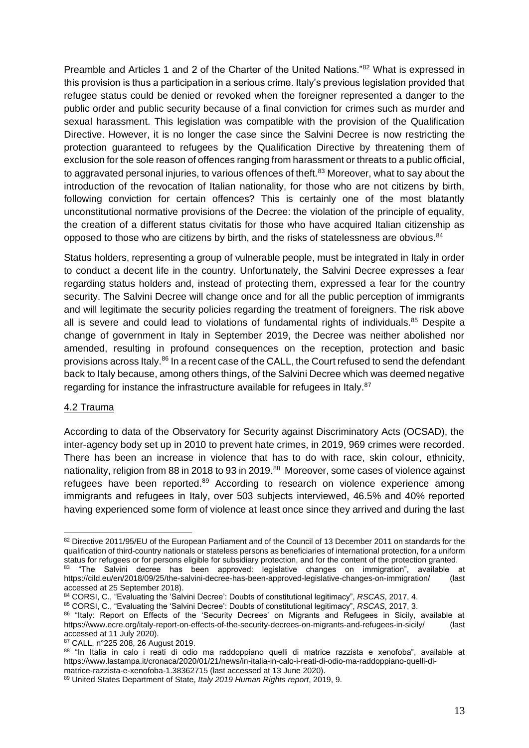Preamble and Articles 1 and 2 of the Charter of the United Nations."[82] What is expressed in this provision is thus a participation in a serious crime. Italy's previous legislation provided that refugee status could be denied or revoked when the foreigner represented a danger to the public order and public security because of a final conviction for crimes such as murder and sexual harassment. This legislation was compatible with the provision of the Qualification Directive. However, it is no longer the case since the Salvini Decree is now restricting the protection guaranteed to refugees by the Qualification Directive by threatening them of exclusion for the sole reason of offences ranging from harassment or threats to a public official, to aggravated personal injuries, to various offences of theft.[83] Moreover, what to say about the introduction of the revocation of Italian nationality, for those who are not citizens by birth, following conviction for certain offences? This is certainly one of the most blatantly unconstitutional normative provisions of the Decree: the violation of the principle of equality, the creation of a different status civitatis for those who have acquired Italian citizenship as opposed to those who are citizens by birth, and the risks of statelessness are obvious.[84]

Status holders, representing a group of vulnerable people, must be integrated in Italy in order to conduct a decent life in the country. Unfortunately, the Salvini Decree expresses a fear regarding status holders and, instead of protecting them, expressed a fear for the country security. The Salvini Decree will change once and for all the public perception of immigrants and will legitimate the security policies regarding the treatment of foreigners. The risk above all is severe and could lead to violations of fundamental rights of individuals.[85] Despite a change of government in Italy in September 2019, the Decree was neither abolished nor amended, resulting in profound consequences on the reception, protection and basic provisions across Italy.[86] In a recent case of the CALL, the Court refused to send the defendant back to Italy because, among others things, of the Salvini Decree which was deemed negative regarding for instance the infrastructure available for refugees in Italy.[87]

### 4.2 Trauma

According to data of the Observatory for Security against Discriminatory Acts (OCSAD), the inter-agency body set up in 2010 to prevent hate crimes, in 2019, 969 crimes were recorded. There has been an increase in violence that has to do with race, skin colour, ethnicity, nationality, religion from 88 in 2018 to 93 in 2019.[88] Moreover, some cases of violence against refugees have been reported.[89] According to research on violence experience among immigrants and refugees in Italy, over 503 subjects interviewed, 46.5% and 40% reported having experienced some form of violence at least once since they arrived and during the last

---

[82] Directive 2011/95/EU of the European Parliament and of the Council of 13 December 2011 on standards for the qualification of third-country nationals or stateless persons as beneficiaries of international protection, for a uniform status for refugees or for persons eligible for subsidiary protection, and for the content of the protection granted.

[83] "The Salvini decree has been approved: legislative changes on immigration", available at https://cild.eu/en/2018/09/25/the-salvini-decree-has-been-approved-legislative-changes-on-immigration/ (last accessed at 25 September 2018).

[84] CORSI, C., "Evaluating the 'Salvini Decree': Doubts of constitutional legitimacy", *RSCAS*, 2017, 4.

[85] CORSI, C., "Evaluating the 'Salvini Decree': Doubts of constitutional legitimacy", *RSCAS*, 2017, 3.

[86] "Italy: Report on Effects of the 'Security Decrees' on Migrants and Refugees in Sicily, available at https://www.ecre.org/italy-report-on-effects-of-the-security-decrees-on-migrants-and-refugees-in-sicily/ (last accessed at 11 July 2020).

[87] CALL, n°225 208, 26 August 2019.

[88] "In Italia in calo i reati di odio ma raddoppiano quelli di matrice razzista e xenofoba", available at https://www.lastampa.it/cronaca/2020/01/21/news/in-italia-in-calo-i-reati-di-odio-ma-raddoppiano-quelli-di-matrice-razzista-e-xenofoba-1.38362715 (last accessed at 13 June 2020).

[89] United States Department of State, *Italy 2019 Human Rights report*, 2019, 9.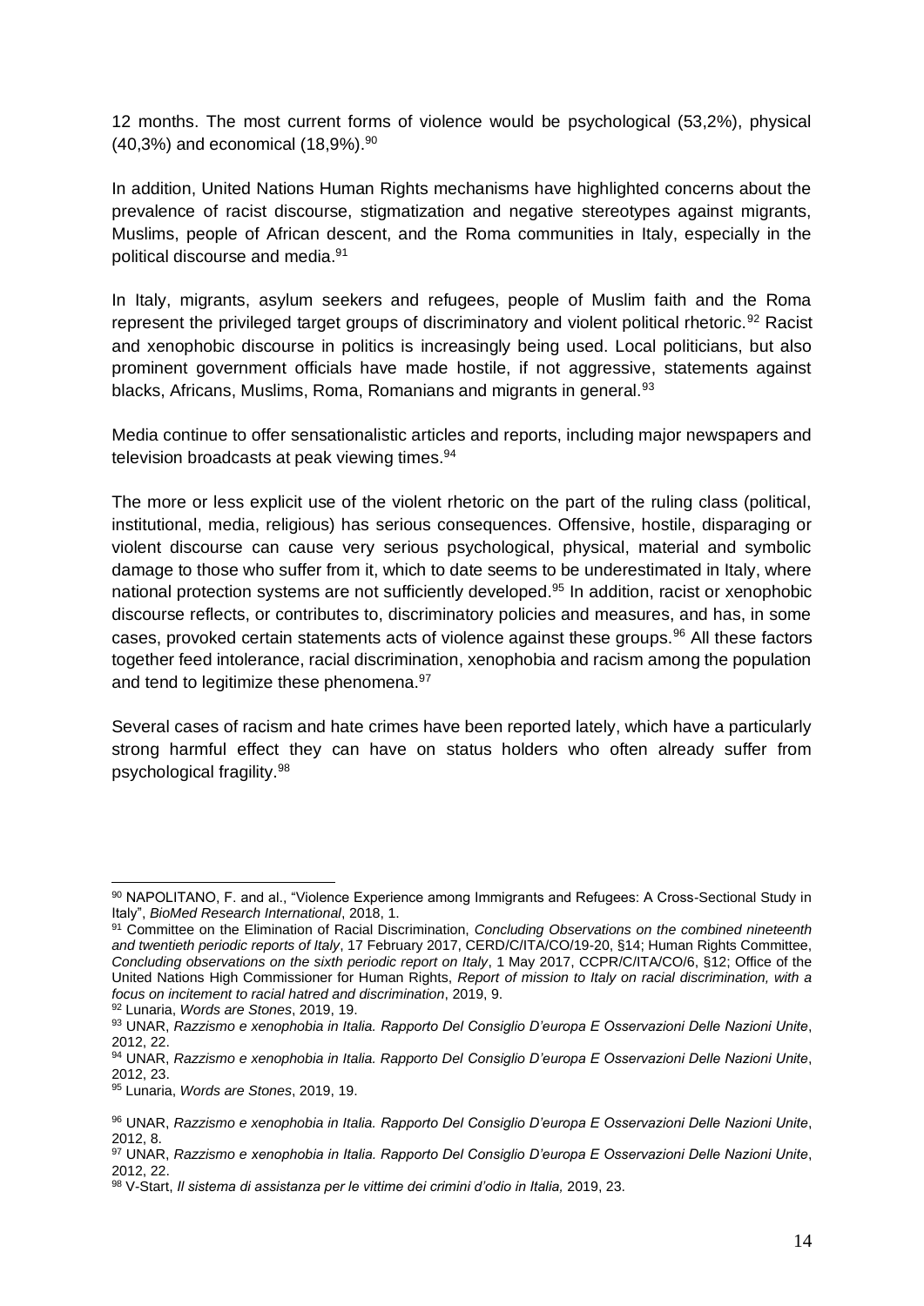12 months. The most current forms of violence would be psychological (53,2%), physical (40,3%) and economical (18,9%).[90]

In addition, United Nations Human Rights mechanisms have highlighted concerns about the prevalence of racist discourse, stigmatization and negative stereotypes against migrants, Muslims, people of African descent, and the Roma communities in Italy, especially in the political discourse and media.[91]

In Italy, migrants, asylum seekers and refugees, people of Muslim faith and the Roma represent the privileged target groups of discriminatory and violent political rhetoric.[92] Racist and xenophobic discourse in politics is increasingly being used. Local politicians, but also prominent government officials have made hostile, if not aggressive, statements against blacks, Africans, Muslims, Roma, Romanians and migrants in general.[93]

Media continue to offer sensationalistic articles and reports, including major newspapers and television broadcasts at peak viewing times.[94]

The more or less explicit use of the violent rhetoric on the part of the ruling class (political, institutional, media, religious) has serious consequences. Offensive, hostile, disparaging or violent discourse can cause very serious psychological, physical, material and symbolic damage to those who suffer from it, which to date seems to be underestimated in Italy, where national protection systems are not sufficiently developed.[95] In addition, racist or xenophobic discourse reflects, or contributes to, discriminatory policies and measures, and has, in some cases, provoked certain statements acts of violence against these groups.[96] All these factors together feed intolerance, racial discrimination, xenophobia and racism among the population and tend to legitimize these phenomena.[97]

Several cases of racism and hate crimes have been reported lately, which have a particularly strong harmful effect they can have on status holders who often already suffer from psychological fragility.[98]

---

[90] NAPOLITANO, F. and al., "Violence Experience among Immigrants and Refugees: A Cross-Sectional Study in Italy", *BioMed Research International*, 2018, 1.

[91] Committee on the Elimination of Racial Discrimination, *Concluding Observations on the combined nineteenth and twentieth periodic reports of Italy*, 17 February 2017, CERD/C/ITA/CO/19-20, §14; Human Rights Committee, *Concluding observations on the sixth periodic report on Italy*, 1 May 2017, CCPR/C/ITA/CO/6, §12; Office of the United Nations High Commissioner for Human Rights, *Report of mission to Italy on racial discrimination, with a focus on incitement to racial hatred and discrimination*, 2019, 9.

[92] Lunaria, *Words are Stones*, 2019, 19.

[93] UNAR, *Razzismo e xenophobia in Italia. Rapporto Del Consiglio D'europa E Osservazioni Delle Nazioni Unite*, 2012, 22.

[94] UNAR, *Razzismo e xenophobia in Italia. Rapporto Del Consiglio D'europa E Osservazioni Delle Nazioni Unite*, 2012, 23.

[95] Lunaria, *Words are Stones*, 2019, 19.

[96] UNAR, *Razzismo e xenophobia in Italia. Rapporto Del Consiglio D'europa E Osservazioni Delle Nazioni Unite*, 2012, 8.

[97] UNAR, *Razzismo e xenophobia in Italia. Rapporto Del Consiglio D'europa E Osservazioni Delle Nazioni Unite*, 2012, 22.

[98] V-Start, *Il sistema di assistanza per le vittime dei crimini d'odio in Italia,* 2019, 23.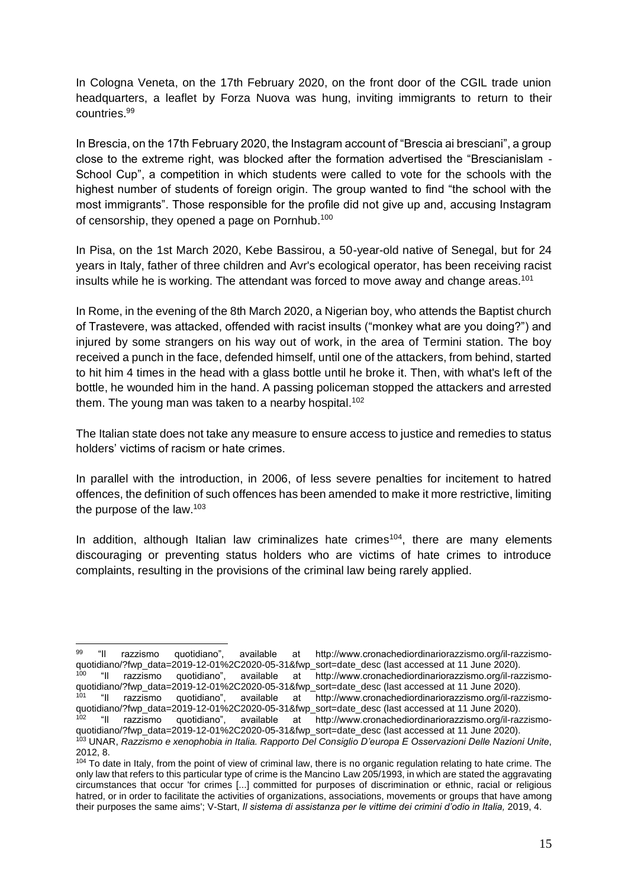In Cologna Veneta, on the 17th February 2020, on the front door of the CGIL trade union headquarters, a leaflet by Forza Nuova was hung, inviting immigrants to return to their countries.[99]

In Brescia, on the 17th February 2020, the Instagram account of "Brescia ai bresciani", a group close to the extreme right, was blocked after the formation advertised the "Brescianislam - School Cup", a competition in which students were called to vote for the schools with the highest number of students of foreign origin. The group wanted to find "the school with the most immigrants". Those responsible for the profile did not give up and, accusing Instagram of censorship, they opened a page on Pornhub.[100]

In Pisa, on the 1st March 2020, Kebe Bassirou, a 50-year-old native of Senegal, but for 24 years in Italy, father of three children and Avr's ecological operator, has been receiving racist insults while he is working. The attendant was forced to move away and change areas.[101]

In Rome, in the evening of the 8th March 2020, a Nigerian boy, who attends the Baptist church of Trastevere, was attacked, offended with racist insults ("monkey what are you doing?") and injured by some strangers on his way out of work, in the area of Termini station. The boy received a punch in the face, defended himself, until one of the attackers, from behind, started to hit him 4 times in the head with a glass bottle until he broke it. Then, with what's left of the bottle, he wounded him in the hand. A passing policeman stopped the attackers and arrested them. The young man was taken to a nearby hospital.[102]

The Italian state does not take any measure to ensure access to justice and remedies to status holders' victims of racism or hate crimes.

In parallel with the introduction, in 2006, of less severe penalties for incitement to hatred offences, the definition of such offences has been amended to make it more restrictive, limiting the purpose of the law.[103]

In addition, although Italian law criminalizes hate crimes[104], there are many elements discouraging or preventing status holders who are victims of hate crimes to introduce complaints, resulting in the provisions of the criminal law being rarely applied.

---

[99] "Il razzismo quotidiano", available at http://www.cronachediordinariorazzismo.org/il-razzismo-quotidiano/?fwp_data=2019-12-01%2C2020-05-31&fwp_sort=date_desc (last accessed at 11 June 2020).

[100] "Il razzismo quotidiano", available at http://www.cronachediordinariorazzismo.org/il-razzismo-quotidiano/?fwp_data=2019-12-01%2C2020-05-31&fwp_sort=date_desc (last accessed at 11 June 2020).

[101] "Il razzismo quotidiano", available at http://www.cronachediordinariorazzismo.org/il-razzismo-quotidiano/?fwp_data=2019-12-01%2C2020-05-31&fwp_sort=date_desc (last accessed at 11 June 2020).

[102] "Il razzismo quotidiano", available at http://www.cronachediordinariorazzismo.org/il-razzismo-quotidiano/?fwp_data=2019-12-01%2C2020-05-31&fwp_sort=date_desc (last accessed at 11 June 2020).

[103] UNAR, *Razzismo e xenophobia in Italia. Rapporto Del Consiglio D'europa E Osservazioni Delle Nazioni Unite*, 2012, 8.

[104] To date in Italy, from the point of view of criminal law, there is no organic regulation relating to hate crime. The only law that refers to this particular type of crime is the Mancino Law 205/1993, in which are stated the aggravating circumstances that occur 'for crimes [...] committed for purposes of discrimination or ethnic, racial or religious hatred, or in order to facilitate the activities of organizations, associations, movements or groups that have among their purposes the same aims'; V-Start, *Il sistema di assistanza per le vittime dei crimini d'odio in Italia,* 2019, 4.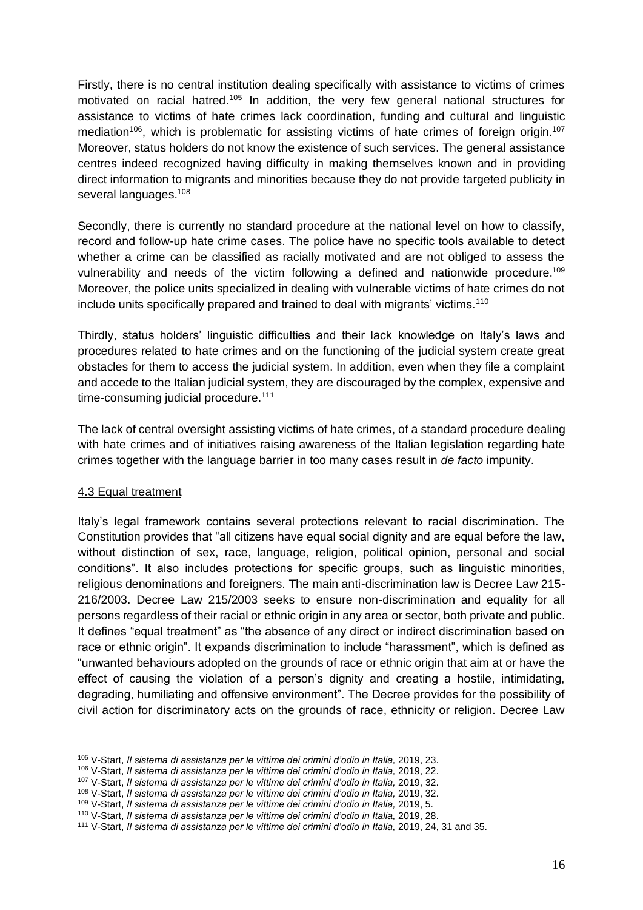Firstly, there is no central institution dealing specifically with assistance to victims of crimes motivated on racial hatred.[105] In addition, the very few general national structures for assistance to victims of hate crimes lack coordination, funding and cultural and linguistic mediation[106], which is problematic for assisting victims of hate crimes of foreign origin.[107] Moreover, status holders do not know the existence of such services. The general assistance centres indeed recognized having difficulty in making themselves known and in providing direct information to migrants and minorities because they do not provide targeted publicity in several languages.[108]

Secondly, there is currently no standard procedure at the national level on how to classify, record and follow-up hate crime cases. The police have no specific tools available to detect whether a crime can be classified as racially motivated and are not obliged to assess the vulnerability and needs of the victim following a defined and nationwide procedure.[109] Moreover, the police units specialized in dealing with vulnerable victims of hate crimes do not include units specifically prepared and trained to deal with migrants' victims.[110]

Thirdly, status holders' linguistic difficulties and their lack knowledge on Italy's laws and procedures related to hate crimes and on the functioning of the judicial system create great obstacles for them to access the judicial system. In addition, even when they file a complaint and accede to the Italian judicial system, they are discouraged by the complex, expensive and time-consuming judicial procedure.[111]

The lack of central oversight assisting victims of hate crimes, of a standard procedure dealing with hate crimes and of initiatives raising awareness of the Italian legislation regarding hate crimes together with the language barrier in too many cases result in *de facto* impunity.

4.3 Equal treatment

Italy's legal framework contains several protections relevant to racial discrimination. The Constitution provides that "all citizens have equal social dignity and are equal before the law, without distinction of sex, race, language, religion, political opinion, personal and social conditions". It also includes protections for specific groups, such as linguistic minorities, religious denominations and foreigners. The main anti-discrimination law is Decree Law 215-216/2003. Decree Law 215/2003 seeks to ensure non-discrimination and equality for all persons regardless of their racial or ethnic origin in any area or sector, both private and public. It defines "equal treatment" as "the absence of any direct or indirect discrimination based on race or ethnic origin". It expands discrimination to include "harassment", which is defined as "unwanted behaviours adopted on the grounds of race or ethnic origin that aim at or have the effect of causing the violation of a person's dignity and creating a hostile, intimidating, degrading, humiliating and offensive environment". The Decree provides for the possibility of civil action for discriminatory acts on the grounds of race, ethnicity or religion. Decree Law

---

[105] V-Start, *Il sistema di assistanza per le vittime dei crimini d'odio in Italia,* 2019, 23.

[106] V-Start, *Il sistema di assistanza per le vittime dei crimini d'odio in Italia,* 2019, 22.

[107] V-Start, *Il sistema di assistanza per le vittime dei crimini d'odio in Italia,* 2019, 32.

[108] V-Start, *Il sistema di assistanza per le vittime dei crimini d'odio in Italia,* 2019, 32.

[109] V-Start, *Il sistema di assistanza per le vittime dei crimini d'odio in Italia,* 2019, 5.

[110] V-Start, *Il sistema di assistanza per le vittime dei crimini d'odio in Italia,* 2019, 28.

[111] V-Start, *Il sistema di assistanza per le vittime dei crimini d'odio in Italia,* 2019, 24, 31 and 35.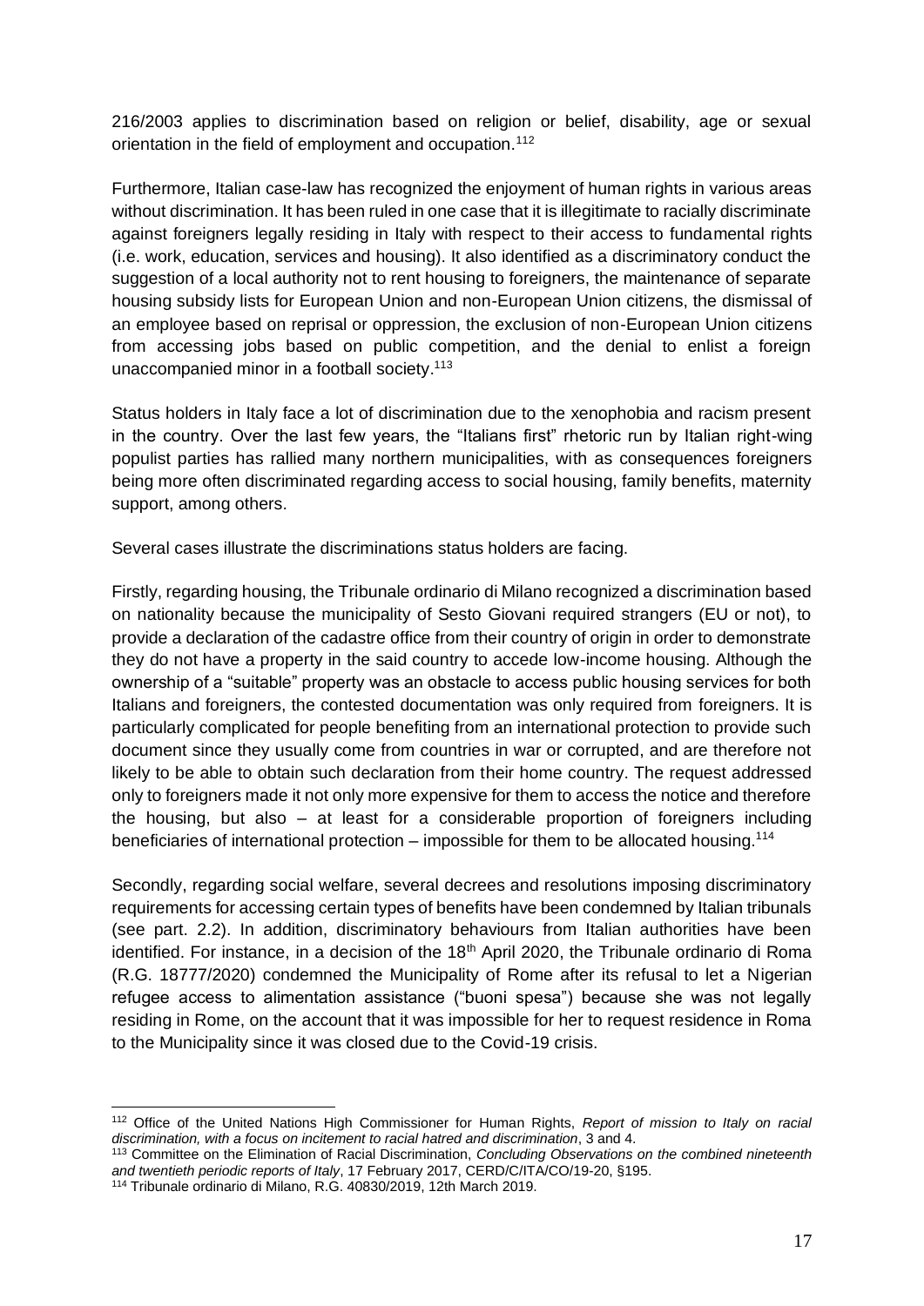216/2003 applies to discrimination based on religion or belief, disability, age or sexual orientation in the field of employment and occupation.[112]

Furthermore, Italian case-law has recognized the enjoyment of human rights in various areas without discrimination. It has been ruled in one case that it is illegitimate to racially discriminate against foreigners legally residing in Italy with respect to their access to fundamental rights (i.e. work, education, services and housing). It also identified as a discriminatory conduct the suggestion of a local authority not to rent housing to foreigners, the maintenance of separate housing subsidy lists for European Union and non-European Union citizens, the dismissal of an employee based on reprisal or oppression, the exclusion of non-European Union citizens from accessing jobs based on public competition, and the denial to enlist a foreign unaccompanied minor in a football society.[113]

Status holders in Italy face a lot of discrimination due to the xenophobia and racism present in the country. Over the last few years, the "Italians first" rhetoric run by Italian right-wing populist parties has rallied many northern municipalities, with as consequences foreigners being more often discriminated regarding access to social housing, family benefits, maternity support, among others.

Several cases illustrate the discriminations status holders are facing.

Firstly, regarding housing, the Tribunale ordinario di Milano recognized a discrimination based on nationality because the municipality of Sesto Giovani required strangers (EU or not), to provide a declaration of the cadastre office from their country of origin in order to demonstrate they do not have a property in the said country to accede low-income housing. Although the ownership of a "suitable" property was an obstacle to access public housing services for both Italians and foreigners, the contested documentation was only required from foreigners. It is particularly complicated for people benefiting from an international protection to provide such document since they usually come from countries in war or corrupted, and are therefore not likely to be able to obtain such declaration from their home country. The request addressed only to foreigners made it not only more expensive for them to access the notice and therefore the housing, but also – at least for a considerable proportion of foreigners including beneficiaries of international protection – impossible for them to be allocated housing.[114]

Secondly, regarding social welfare, several decrees and resolutions imposing discriminatory requirements for accessing certain types of benefits have been condemned by Italian tribunals (see part. 2.2). In addition, discriminatory behaviours from Italian authorities have been identified. For instance, in a decision of the 18th April 2020, the Tribunale ordinario di Roma (R.G. 18777/2020) condemned the Municipality of Rome after its refusal to let a Nigerian refugee access to alimentation assistance ("buoni spesa") because she was not legally residing in Rome, on the account that it was impossible for her to request residence in Roma to the Municipality since it was closed due to the Covid-19 crisis.

---

[112] Office of the United Nations High Commissioner for Human Rights, *Report of mission to Italy on racial discrimination, with a focus on incitement to racial hatred and discrimination*, 3 and 4.

[113] Committee on the Elimination of Racial Discrimination, *Concluding Observations on the combined nineteenth and twentieth periodic reports of Italy*, 17 February 2017, CERD/C/ITA/CO/19-20, §195.

[114] Tribunale ordinario di Milano, R.G. 40830/2019, 12th March 2019.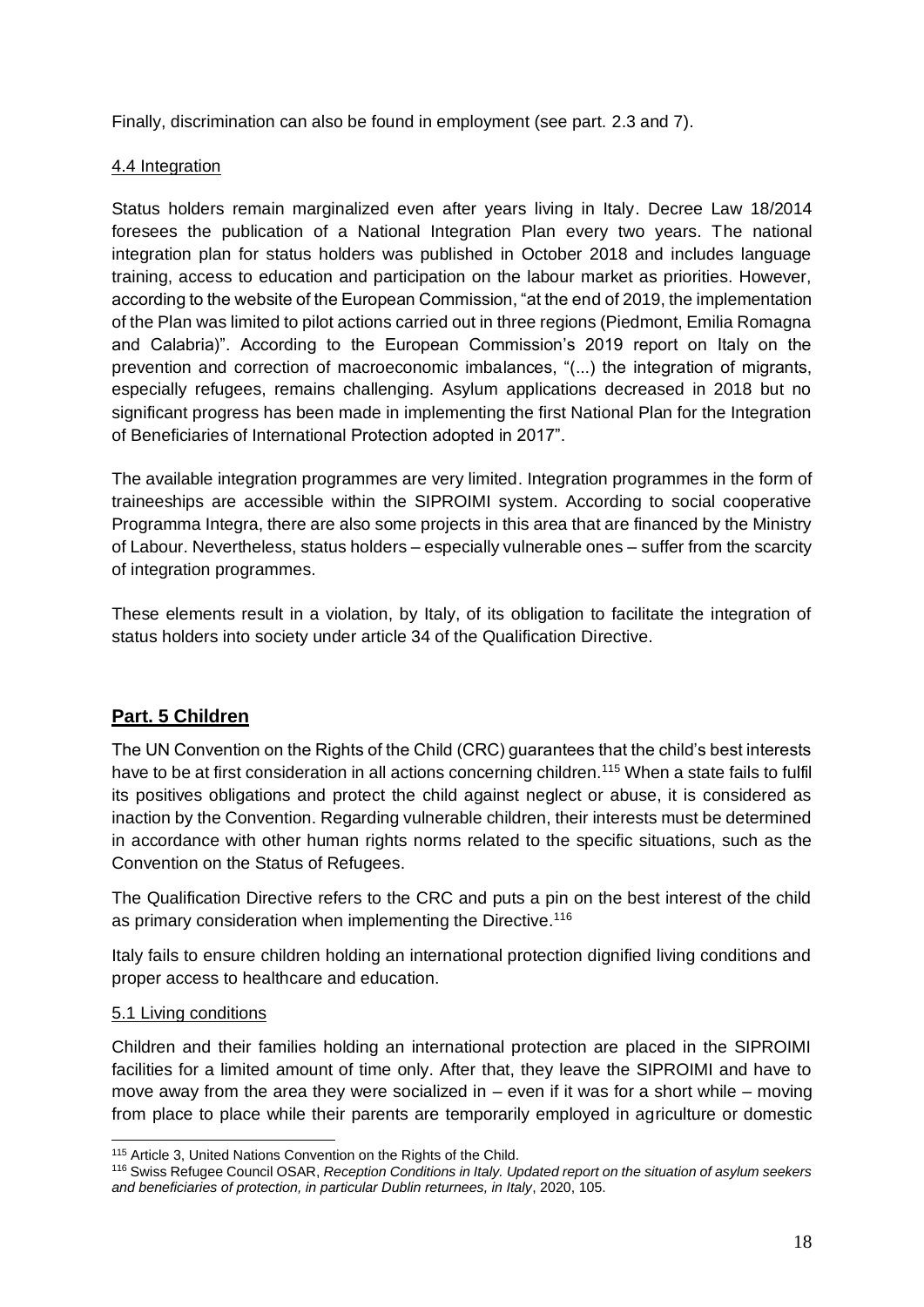Finally, discrimination can also be found in employment (see part. 2.3 and 7).

### 4.4 Integration

Status holders remain marginalized even after years living in Italy. Decree Law 18/2014 foresees the publication of a National Integration Plan every two years. The national integration plan for status holders was published in October 2018 and includes language training, access to education and participation on the labour market as priorities. However, according to the website of the European Commission, "at the end of 2019, the implementation of the Plan was limited to pilot actions carried out in three regions (Piedmont, Emilia Romagna and Calabria)". According to the European Commission's 2019 report on Italy on the prevention and correction of macroeconomic imbalances, "(...) the integration of migrants, especially refugees, remains challenging. Asylum applications decreased in 2018 but no significant progress has been made in implementing the first National Plan for the Integration of Beneficiaries of International Protection adopted in 2017".

The available integration programmes are very limited. Integration programmes in the form of traineeships are accessible within the SIPROIMI system. According to social cooperative Programma Integra, there are also some projects in this area that are financed by the Ministry of Labour. Nevertheless, status holders – especially vulnerable ones – suffer from the scarcity of integration programmes.

These elements result in a violation, by Italy, of its obligation to facilitate the integration of status holders into society under article 34 of the Qualification Directive.

## Part. 5 Children

The UN Convention on the Rights of the Child (CRC) guarantees that the child's best interests have to be at first consideration in all actions concerning children.[115] When a state fails to fulfil its positives obligations and protect the child against neglect or abuse, it is considered as inaction by the Convention. Regarding vulnerable children, their interests must be determined in accordance with other human rights norms related to the specific situations, such as the Convention on the Status of Refugees.

The Qualification Directive refers to the CRC and puts a pin on the best interest of the child as primary consideration when implementing the Directive.[116]

Italy fails to ensure children holding an international protection dignified living conditions and proper access to healthcare and education.

### 5.1 Living conditions

Children and their families holding an international protection are placed in the SIPROIMI facilities for a limited amount of time only. After that, they leave the SIPROIMI and have to move away from the area they were socialized in – even if it was for a short while – moving from place to place while their parents are temporarily employed in agriculture or domestic

[115] Article 3, United Nations Convention on the Rights of the Child.

[116] Swiss Refugee Council OSAR, *Reception Conditions in Italy. Updated report on the situation of asylum seekers and beneficiaries of protection, in particular Dublin returnees, in Italy*, 2020, 105.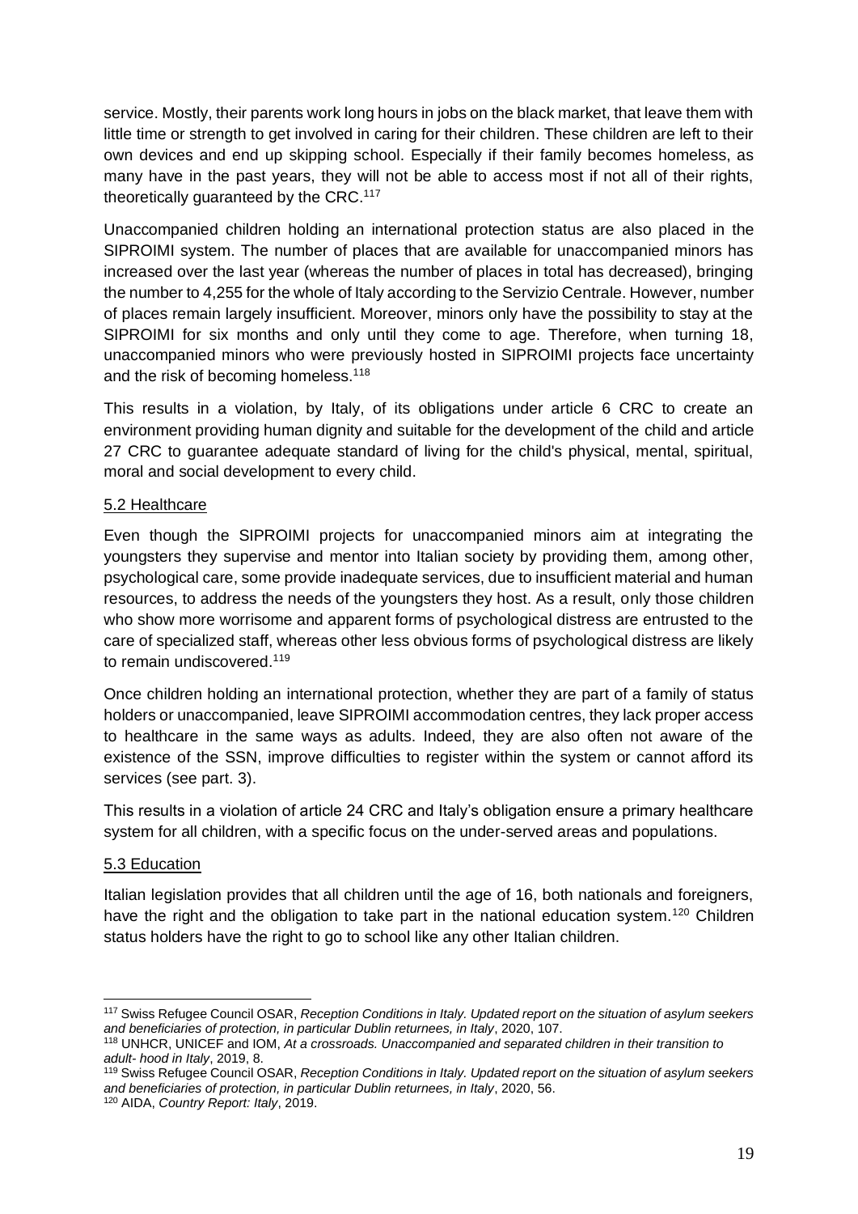service. Mostly, their parents work long hours in jobs on the black market, that leave them with little time or strength to get involved in caring for their children. These children are left to their own devices and end up skipping school. Especially if their family becomes homeless, as many have in the past years, they will not be able to access most if not all of their rights, theoretically guaranteed by the CRC.[117]

Unaccompanied children holding an international protection status are also placed in the SIPROIMI system. The number of places that are available for unaccompanied minors has increased over the last year (whereas the number of places in total has decreased), bringing the number to 4,255 for the whole of Italy according to the Servizio Centrale. However, number of places remain largely insufficient. Moreover, minors only have the possibility to stay at the SIPROIMI for six months and only until they come to age. Therefore, when turning 18, unaccompanied minors who were previously hosted in SIPROIMI projects face uncertainty and the risk of becoming homeless.[118]

This results in a violation, by Italy, of its obligations under article 6 CRC to create an environment providing human dignity and suitable for the development of the child and article 27 CRC to guarantee adequate standard of living for the child's physical, mental, spiritual, moral and social development to every child.

### 5.2 Healthcare

Even though the SIPROIMI projects for unaccompanied minors aim at integrating the youngsters they supervise and mentor into Italian society by providing them, among other, psychological care, some provide inadequate services, due to insufficient material and human resources, to address the needs of the youngsters they host. As a result, only those children who show more worrisome and apparent forms of psychological distress are entrusted to the care of specialized staff, whereas other less obvious forms of psychological distress are likely to remain undiscovered.[119]

Once children holding an international protection, whether they are part of a family of status holders or unaccompanied, leave SIPROIMI accommodation centres, they lack proper access to healthcare in the same ways as adults. Indeed, they are also often not aware of the existence of the SSN, improve difficulties to register within the system or cannot afford its services (see part. 3).

This results in a violation of article 24 CRC and Italy's obligation ensure a primary healthcare system for all children, with a specific focus on the under-served areas and populations.

### 5.3 Education

Italian legislation provides that all children until the age of 16, both nationals and foreigners, have the right and the obligation to take part in the national education system.[120] Children status holders have the right to go to school like any other Italian children.

---

[117] Swiss Refugee Council OSAR, *Reception Conditions in Italy. Updated report on the situation of asylum seekers and beneficiaries of protection, in particular Dublin returnees, in Italy*, 2020, 107.

[118] UNHCR, UNICEF and IOM, *At a crossroads. Unaccompanied and separated children in their transition to adult- hood in Italy*, 2019, 8.

[119] Swiss Refugee Council OSAR, *Reception Conditions in Italy. Updated report on the situation of asylum seekers and beneficiaries of protection, in particular Dublin returnees, in Italy*, 2020, 56.

[120] AIDA, *Country Report: Italy*, 2019.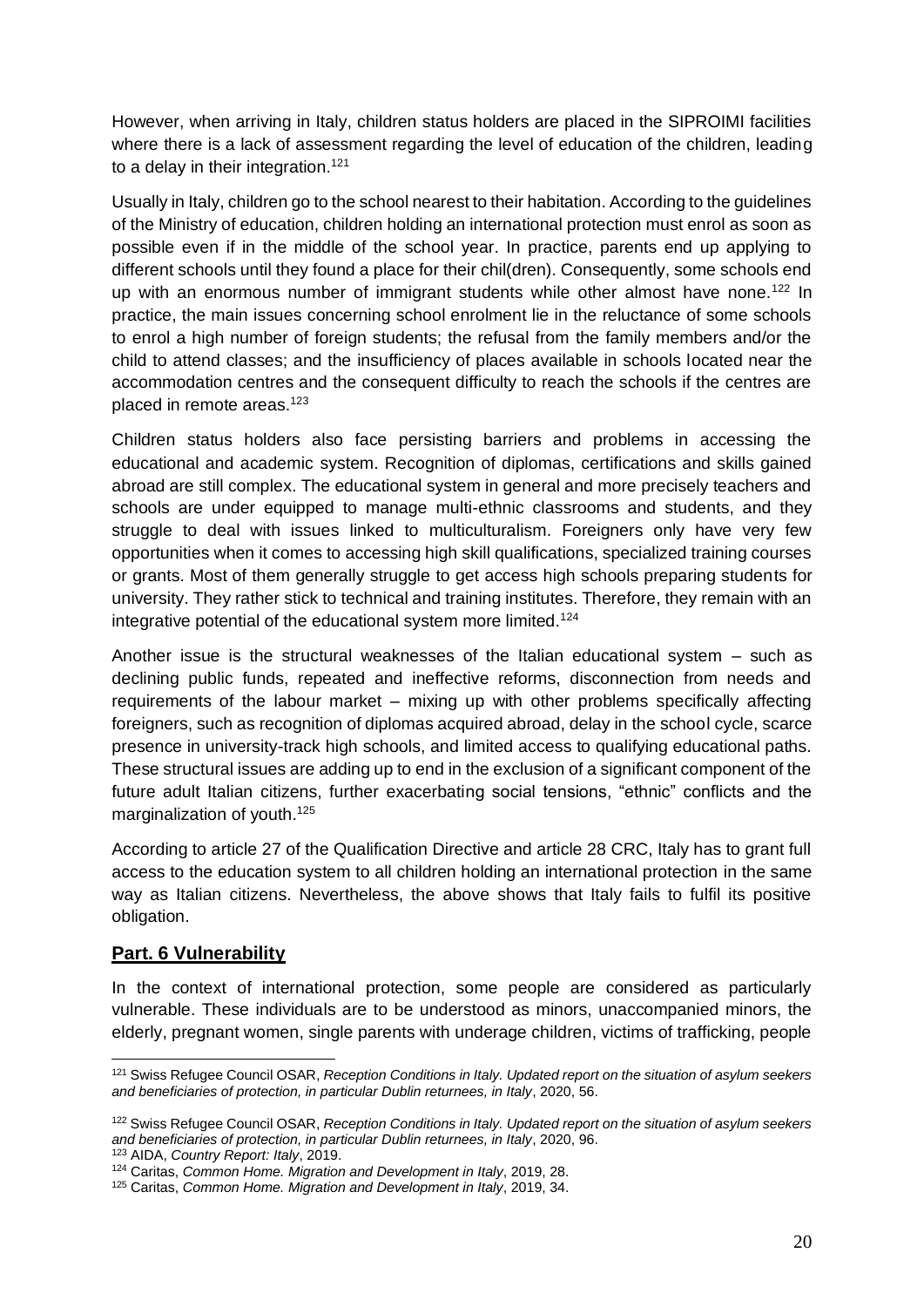However, when arriving in Italy, children status holders are placed in the SIPROIMI facilities where there is a lack of assessment regarding the level of education of the children, leading to a delay in their integration.[121]

Usually in Italy, children go to the school nearest to their habitation. According to the guidelines of the Ministry of education, children holding an international protection must enrol as soon as possible even if in the middle of the school year. In practice, parents end up applying to different schools until they found a place for their chil(dren). Consequently, some schools end up with an enormous number of immigrant students while other almost have none.[122] In practice, the main issues concerning school enrolment lie in the reluctance of some schools to enrol a high number of foreign students; the refusal from the family members and/or the child to attend classes; and the insufficiency of places available in schools located near the accommodation centres and the consequent difficulty to reach the schools if the centres are placed in remote areas.[123]

Children status holders also face persisting barriers and problems in accessing the educational and academic system. Recognition of diplomas, certifications and skills gained abroad are still complex. The educational system in general and more precisely teachers and schools are under equipped to manage multi-ethnic classrooms and students, and they struggle to deal with issues linked to multiculturalism. Foreigners only have very few opportunities when it comes to accessing high skill qualifications, specialized training courses or grants. Most of them generally struggle to get access high schools preparing students for university. They rather stick to technical and training institutes. Therefore, they remain with an integrative potential of the educational system more limited.[124]

Another issue is the structural weaknesses of the Italian educational system – such as declining public funds, repeated and ineffective reforms, disconnection from needs and requirements of the labour market – mixing up with other problems specifically affecting foreigners, such as recognition of diplomas acquired abroad, delay in the school cycle, scarce presence in university-track high schools, and limited access to qualifying educational paths. These structural issues are adding up to end in the exclusion of a significant component of the future adult Italian citizens, further exacerbating social tensions, "ethnic" conflicts and the marginalization of youth.[125]

According to article 27 of the Qualification Directive and article 28 CRC, Italy has to grant full access to the education system to all children holding an international protection in the same way as Italian citizens. Nevertheless, the above shows that Italy fails to fulfil its positive obligation.

## **Part. 6 Vulnerability**

In the context of international protection, some people are considered as particularly vulnerable. These individuals are to be understood as minors, unaccompanied minors, the elderly, pregnant women, single parents with underage children, victims of trafficking, people

---

[121] Swiss Refugee Council OSAR, *Reception Conditions in Italy. Updated report on the situation of asylum seekers and beneficiaries of protection, in particular Dublin returnees, in Italy*, 2020, 56.

[122] Swiss Refugee Council OSAR, *Reception Conditions in Italy. Updated report on the situation of asylum seekers and beneficiaries of protection, in particular Dublin returnees, in Italy*, 2020, 96.

[123] AIDA, *Country Report: Italy*, 2019.

[124] Caritas, *Common Home. Migration and Development in Italy*, 2019, 28.

[125] Caritas, *Common Home. Migration and Development in Italy*, 2019, 34.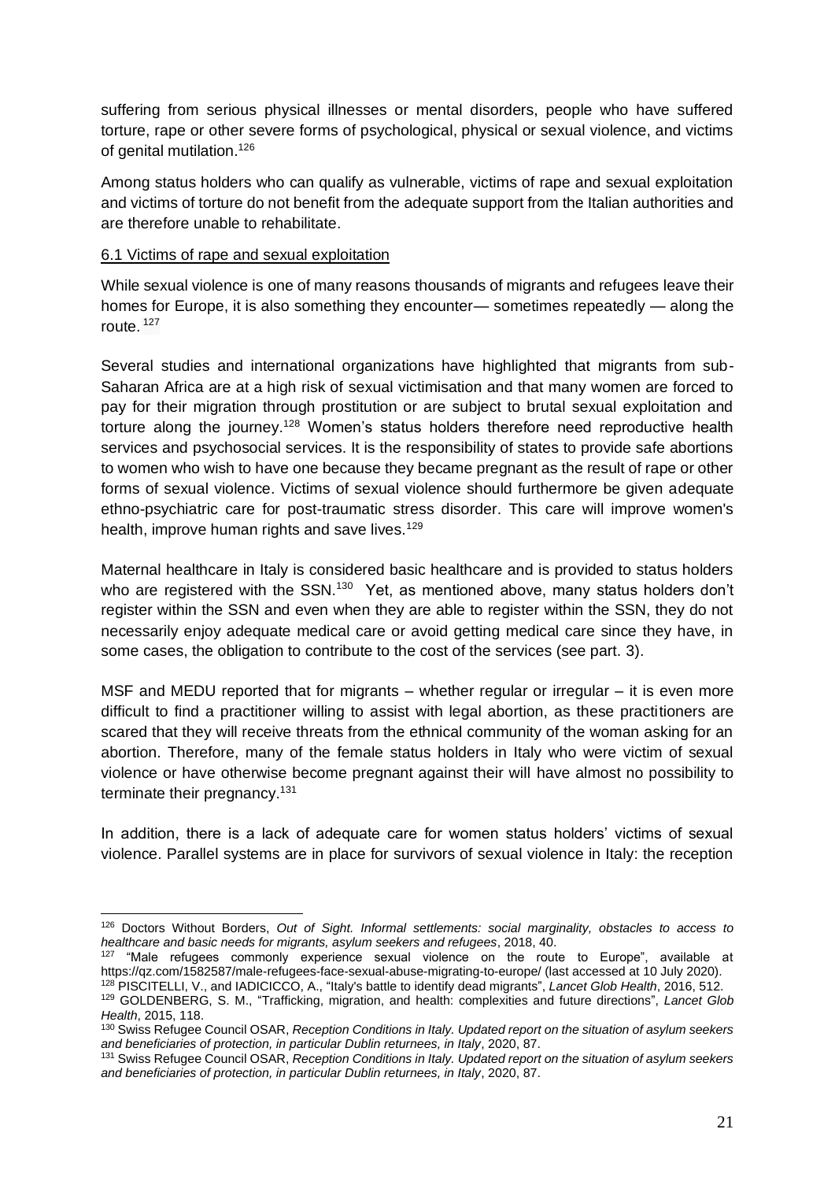suffering from serious physical illnesses or mental disorders, people who have suffered torture, rape or other severe forms of psychological, physical or sexual violence, and victims of genital mutilation.[126]

Among status holders who can qualify as vulnerable, victims of rape and sexual exploitation and victims of torture do not benefit from the adequate support from the Italian authorities and are therefore unable to rehabilitate.

### 6.1 Victims of rape and sexual exploitation

While sexual violence is one of many reasons thousands of migrants and refugees leave their homes for Europe, it is also something they encounter— sometimes repeatedly — along the route. [127]

Several studies and international organizations have highlighted that migrants from sub-Saharan Africa are at a high risk of sexual victimisation and that many women are forced to pay for their migration through prostitution or are subject to brutal sexual exploitation and torture along the journey.[128] Women's status holders therefore need reproductive health services and psychosocial services. It is the responsibility of states to provide safe abortions to women who wish to have one because they became pregnant as the result of rape or other forms of sexual violence. Victims of sexual violence should furthermore be given adequate ethno-psychiatric care for post-traumatic stress disorder. This care will improve women's health, improve human rights and save lives.[129]

Maternal healthcare in Italy is considered basic healthcare and is provided to status holders who are registered with the SSN.[130] Yet, as mentioned above, many status holders don't register within the SSN and even when they are able to register within the SSN, they do not necessarily enjoy adequate medical care or avoid getting medical care since they have, in some cases, the obligation to contribute to the cost of the services (see part. 3).

MSF and MEDU reported that for migrants – whether regular or irregular – it is even more difficult to find a practitioner willing to assist with legal abortion, as these practitioners are scared that they will receive threats from the ethnical community of the woman asking for an abortion. Therefore, many of the female status holders in Italy who were victim of sexual violence or have otherwise become pregnant against their will have almost no possibility to terminate their pregnancy.[131]

In addition, there is a lack of adequate care for women status holders' victims of sexual violence. Parallel systems are in place for survivors of sexual violence in Italy: the reception

---

[126] Doctors Without Borders, *Out of Sight. Informal settlements: social marginality, obstacles to access to healthcare and basic needs for migrants, asylum seekers and refugees*, 2018, 40.

[127] "Male refugees commonly experience sexual violence on the route to Europe", available at https://qz.com/1582587/male-refugees-face-sexual-abuse-migrating-to-europe/ (last accessed at 10 July 2020).

[128] PISCITELLI, V., and IADICICCO, A., "Italy's battle to identify dead migrants", *Lancet Glob Health*, 2016, 512.

[129] GOLDENBERG, S. M., "Trafficking, migration, and health: complexities and future directions", *Lancet Glob Health*, 2015, 118.

[130] Swiss Refugee Council OSAR, *Reception Conditions in Italy. Updated report on the situation of asylum seekers and beneficiaries of protection, in particular Dublin returnees, in Italy*, 2020, 87.

[131] Swiss Refugee Council OSAR, *Reception Conditions in Italy. Updated report on the situation of asylum seekers and beneficiaries of protection, in particular Dublin returnees, in Italy*, 2020, 87.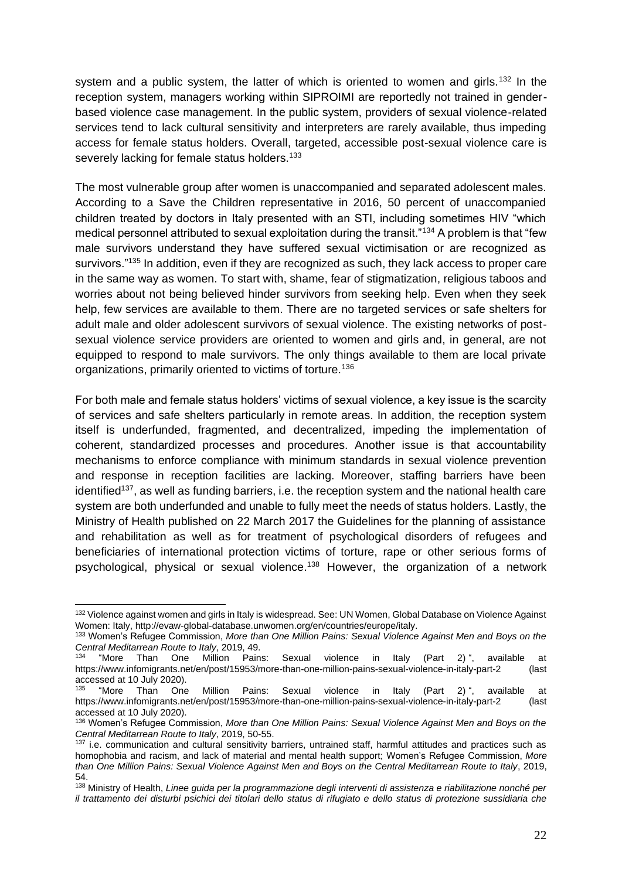system and a public system, the latter of which is oriented to women and girls.[132] In the reception system, managers working within SIPROIMI are reportedly not trained in gender-based violence case management. In the public system, providers of sexual violence-related services tend to lack cultural sensitivity and interpreters are rarely available, thus impeding access for female status holders. Overall, targeted, accessible post-sexual violence care is severely lacking for female status holders.[133]

The most vulnerable group after women is unaccompanied and separated adolescent males. According to a Save the Children representative in 2016, 50 percent of unaccompanied children treated by doctors in Italy presented with an STI, including sometimes HIV "which medical personnel attributed to sexual exploitation during the transit."[134] A problem is that "few male survivors understand they have suffered sexual victimisation or are recognized as survivors."[135] In addition, even if they are recognized as such, they lack access to proper care in the same way as women. To start with, shame, fear of stigmatization, religious taboos and worries about not being believed hinder survivors from seeking help. Even when they seek help, few services are available to them. There are no targeted services or safe shelters for adult male and older adolescent survivors of sexual violence. The existing networks of post-sexual violence service providers are oriented to women and girls and, in general, are not equipped to respond to male survivors. The only things available to them are local private organizations, primarily oriented to victims of torture.[136]

For both male and female status holders' victims of sexual violence, a key issue is the scarcity of services and safe shelters particularly in remote areas. In addition, the reception system itself is underfunded, fragmented, and decentralized, impeding the implementation of coherent, standardized processes and procedures. Another issue is that accountability mechanisms to enforce compliance with minimum standards in sexual violence prevention and response in reception facilities are lacking. Moreover, staffing barriers have been identified[137], as well as funding barriers, i.e. the reception system and the national health care system are both underfunded and unable to fully meet the needs of status holders. Lastly, the Ministry of Health published on 22 March 2017 the Guidelines for the planning of assistance and rehabilitation as well as for treatment of psychological disorders of refugees and beneficiaries of international protection victims of torture, rape or other serious forms of psychological, physical or sexual violence.[138] However, the organization of a network

---

[132] Violence against women and girls in Italy is widespread. See: UN Women, Global Database on Violence Against Women: Italy, http://evaw-global-database.unwomen.org/en/countries/europe/italy.

[133] Women's Refugee Commission, *More than One Million Pains: Sexual Violence Against Men and Boys on the Central Meditarrean Route to Italy*, 2019, 49.

[134] "More Than One Million Pains: Sexual violence in Italy (Part 2) ", available at https://www.infomigrants.net/en/post/15953/more-than-one-million-pains-sexual-violence-in-italy-part-2 (last accessed at 10 July 2020).

[135] "More Than One Million Pains: Sexual violence in Italy (Part 2) ", available at https://www.infomigrants.net/en/post/15953/more-than-one-million-pains-sexual-violence-in-italy-part-2 (last accessed at 10 July 2020).

[136] Women's Refugee Commission, *More than One Million Pains: Sexual Violence Against Men and Boys on the Central Meditarrean Route to Italy*, 2019, 50-55.

[137] i.e. communication and cultural sensitivity barriers, untrained staff, harmful attitudes and practices such as homophobia and racism, and lack of material and mental health support; Women's Refugee Commission, *More than One Million Pains: Sexual Violence Against Men and Boys on the Central Meditarrean Route to Italy*, 2019, 54.

[138] Ministry of Health, *Linee guida per la programmazione degli interventi di assistenza e riabilitazione nonché per il trattamento dei disturbi psichici dei titolari dello status di rifugiato e dello status di protezione sussidiaria che*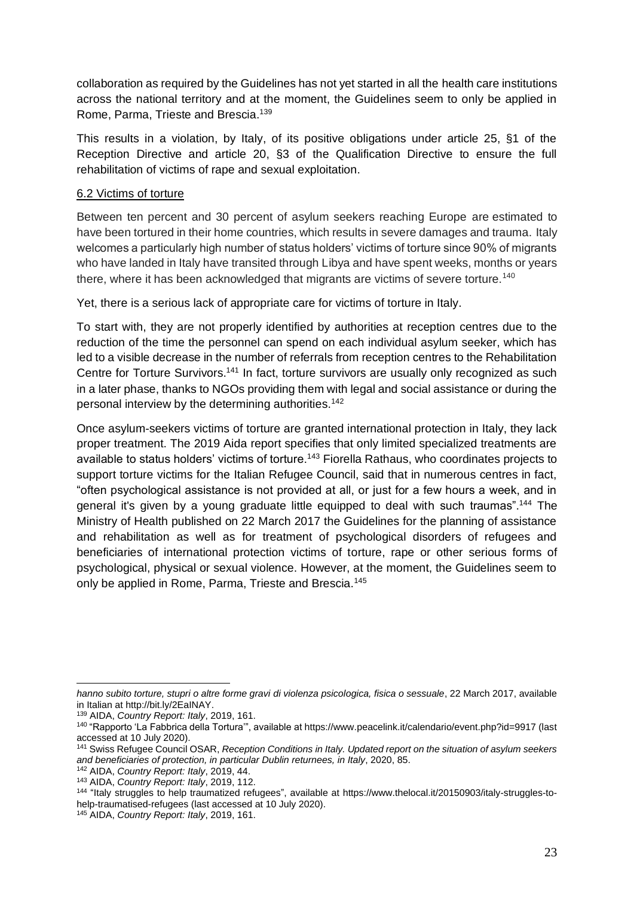collaboration as required by the Guidelines has not yet started in all the health care institutions across the national territory and at the moment, the Guidelines seem to only be applied in Rome, Parma, Trieste and Brescia.[139]

This results in a violation, by Italy, of its positive obligations under article 25, §1 of the Reception Directive and article 20, §3 of the Qualification Directive to ensure the full rehabilitation of victims of rape and sexual exploitation.

### 6.2 Victims of torture

Between ten percent and 30 percent of asylum seekers reaching Europe are estimated to have been tortured in their home countries, which results in severe damages and trauma. Italy welcomes a particularly high number of status holders' victims of torture since 90% of migrants who have landed in Italy have transited through Libya and have spent weeks, months or years there, where it has been acknowledged that migrants are victims of severe torture.[140]

Yet, there is a serious lack of appropriate care for victims of torture in Italy.

To start with, they are not properly identified by authorities at reception centres due to the reduction of the time the personnel can spend on each individual asylum seeker, which has led to a visible decrease in the number of referrals from reception centres to the Rehabilitation Centre for Torture Survivors.[141] In fact, torture survivors are usually only recognized as such in a later phase, thanks to NGOs providing them with legal and social assistance or during the personal interview by the determining authorities.[142]

Once asylum-seekers victims of torture are granted international protection in Italy, they lack proper treatment. The 2019 Aida report specifies that only limited specialized treatments are available to status holders' victims of torture.[143] Fiorella Rathaus, who coordinates projects to support torture victims for the Italian Refugee Council, said that in numerous centres in fact, "often psychological assistance is not provided at all, or just for a few hours a week, and in general it's given by a young graduate little equipped to deal with such traumas".[144] The Ministry of Health published on 22 March 2017 the Guidelines for the planning of assistance and rehabilitation as well as for treatment of psychological disorders of refugees and beneficiaries of international protection victims of torture, rape or other serious forms of psychological, physical or sexual violence. However, at the moment, the Guidelines seem to only be applied in Rome, Parma, Trieste and Brescia.[145]

---

*hanno subito torture, stupri o altre forme gravi di violenza psicologica, fisica o sessuale*, 22 March 2017, available in Italian at http://bit.ly/2EaINAY.

[139] AIDA, *Country Report: Italy*, 2019, 161.

[140] "Rapporto 'La Fabbrica della Tortura'", available at https://www.peacelink.it/calendario/event.php?id=9917 (last accessed at 10 July 2020).

[141] Swiss Refugee Council OSAR, *Reception Conditions in Italy. Updated report on the situation of asylum seekers and beneficiaries of protection, in particular Dublin returnees, in Italy*, 2020, 85.

[142] AIDA, *Country Report: Italy*, 2019, 44.

[143] AIDA, *Country Report: Italy*, 2019, 112.

[144] "Italy struggles to help traumatized refugees", available at https://www.thelocal.it/20150903/italy-struggles-to-help-traumatised-refugees (last accessed at 10 July 2020).

[145] AIDA, *Country Report: Italy*, 2019, 161.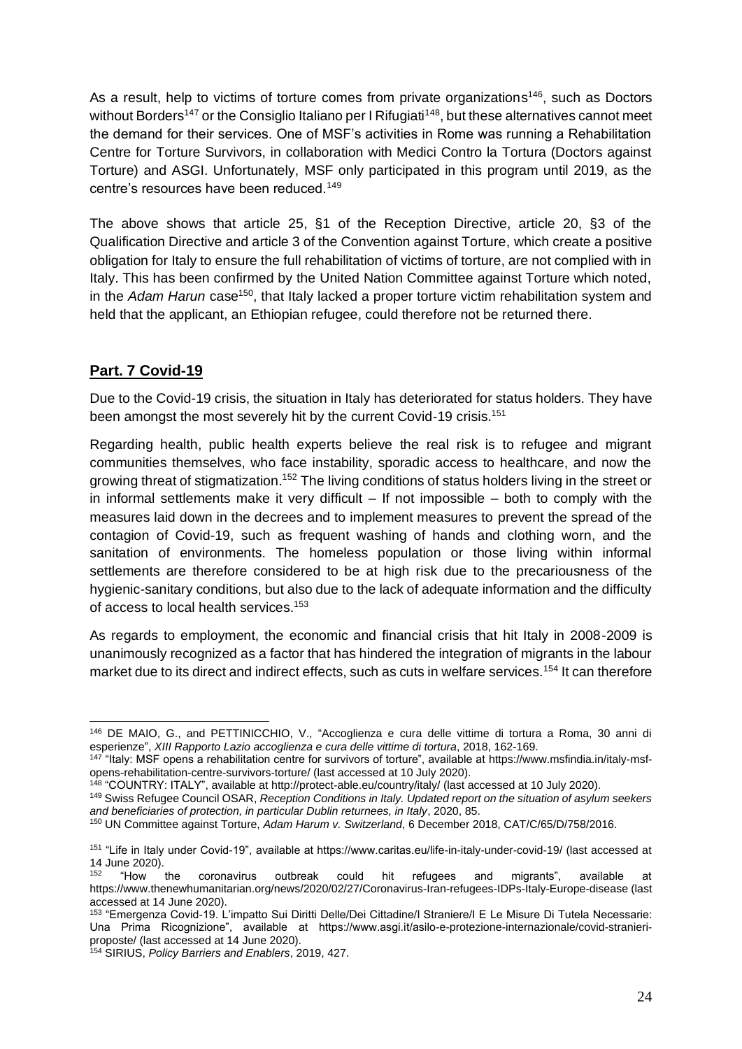As a result, help to victims of torture comes from private organizations[146], such as Doctors without Borders[147] or the Consiglio Italiano per I Rifugiati[148], but these alternatives cannot meet the demand for their services. One of MSF's activities in Rome was running a Rehabilitation Centre for Torture Survivors, in collaboration with Medici Contro la Tortura (Doctors against Torture) and ASGI. Unfortunately, MSF only participated in this program until 2019, as the centre's resources have been reduced.[149]

The above shows that article 25, §1 of the Reception Directive, article 20, §3 of the Qualification Directive and article 3 of the Convention against Torture, which create a positive obligation for Italy to ensure the full rehabilitation of victims of torture, are not complied with in Italy. This has been confirmed by the United Nation Committee against Torture which noted, in the *Adam Harun* case[150], that Italy lacked a proper torture victim rehabilitation system and held that the applicant, an Ethiopian refugee, could therefore not be returned there.

## **Part. 7 Covid-19**

Due to the Covid-19 crisis, the situation in Italy has deteriorated for status holders. They have been amongst the most severely hit by the current Covid-19 crisis.[151]

Regarding health, public health experts believe the real risk is to refugee and migrant communities themselves, who face instability, sporadic access to healthcare, and now the growing threat of stigmatization.[152] The living conditions of status holders living in the street or in informal settlements make it very difficult – If not impossible – both to comply with the measures laid down in the decrees and to implement measures to prevent the spread of the contagion of Covid-19, such as frequent washing of hands and clothing worn, and the sanitation of environments. The homeless population or those living within informal settlements are therefore considered to be at high risk due to the precariousness of the hygienic-sanitary conditions, but also due to the lack of adequate information and the difficulty of access to local health services.[153]

As regards to employment, the economic and financial crisis that hit Italy in 2008-2009 is unanimously recognized as a factor that has hindered the integration of migrants in the labour market due to its direct and indirect effects, such as cuts in welfare services.[154] It can therefore

---

[146] DE MAIO, G., and PETTINICCHIO, V., "Accoglienza e cura delle vittime di tortura a Roma, 30 anni di esperienze", *XIII Rapporto Lazio accoglienza e cura delle vittime di tortura*, 2018, 162-169.

[147] "Italy: MSF opens a rehabilitation centre for survivors of torture", available at https://www.msfindia.in/italy-msf-opens-rehabilitation-centre-survivors-torture/ (last accessed at 10 July 2020).

[148] "COUNTRY: ITALY", available at http://protect-able.eu/country/italy/ (last accessed at 10 July 2020).

[149] Swiss Refugee Council OSAR, *Reception Conditions in Italy. Updated report on the situation of asylum seekers and beneficiaries of protection, in particular Dublin returnees, in Italy*, 2020, 85.

[150] UN Committee against Torture, *Adam Harum v. Switzerland*, 6 December 2018, CAT/C/65/D/758/2016.

[151] "Life in Italy under Covid-19", available at https://www.caritas.eu/life-in-italy-under-covid-19/ (last accessed at 14 June 2020).

[152] "How the coronavirus outbreak could hit refugees and migrants", available at https://www.thenewhumanitarian.org/news/2020/02/27/Coronavirus-Iran-refugees-IDPs-Italy-Europe-disease (last accessed at 14 June 2020).

[153] "Emergenza Covid-19. L'impatto Sui Diritti Delle/Dei Cittadine/I Straniere/I E Le Misure Di Tutela Necessarie: Una Prima Ricognizione", available at https://www.asgi.it/asilo-e-protezione-internazionale/covid-stranieri-proposte/ (last accessed at 14 June 2020).

[154] SIRIUS, *Policy Barriers and Enablers*, 2019, 427.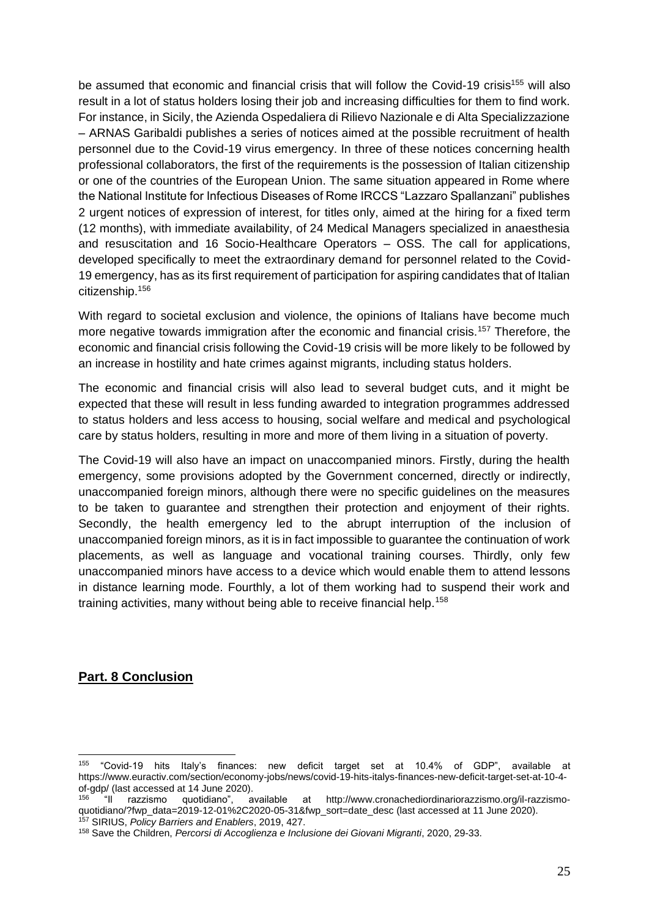be assumed that economic and financial crisis that will follow the Covid-19 crisis[155] will also result in a lot of status holders losing their job and increasing difficulties for them to find work. For instance, in Sicily, the Azienda Ospedaliera di Rilievo Nazionale e di Alta Specializzazione – ARNAS Garibaldi publishes a series of notices aimed at the possible recruitment of health personnel due to the Covid-19 virus emergency. In three of these notices concerning health professional collaborators, the first of the requirements is the possession of Italian citizenship or one of the countries of the European Union. The same situation appeared in Rome where the National Institute for Infectious Diseases of Rome IRCCS "Lazzaro Spallanzani" publishes 2 urgent notices of expression of interest, for titles only, aimed at the hiring for a fixed term (12 months), with immediate availability, of 24 Medical Managers specialized in anaesthesia and resuscitation and 16 Socio-Healthcare Operators – OSS. The call for applications, developed specifically to meet the extraordinary demand for personnel related to the Covid-19 emergency, has as its first requirement of participation for aspiring candidates that of Italian citizenship.[156]

With regard to societal exclusion and violence, the opinions of Italians have become much more negative towards immigration after the economic and financial crisis.[157] Therefore, the economic and financial crisis following the Covid-19 crisis will be more likely to be followed by an increase in hostility and hate crimes against migrants, including status holders.

The economic and financial crisis will also lead to several budget cuts, and it might be expected that these will result in less funding awarded to integration programmes addressed to status holders and less access to housing, social welfare and medical and psychological care by status holders, resulting in more and more of them living in a situation of poverty.

The Covid-19 will also have an impact on unaccompanied minors. Firstly, during the health emergency, some provisions adopted by the Government concerned, directly or indirectly, unaccompanied foreign minors, although there were no specific guidelines on the measures to be taken to guarantee and strengthen their protection and enjoyment of their rights. Secondly, the health emergency led to the abrupt interruption of the inclusion of unaccompanied foreign minors, as it is in fact impossible to guarantee the continuation of work placements, as well as language and vocational training courses. Thirdly, only few unaccompanied minors have access to a device which would enable them to attend lessons in distance learning mode. Fourthly, a lot of them working had to suspend their work and training activities, many without being able to receive financial help.[158]

## **Part. 8 Conclusion**

---

[155] "Covid-19 hits Italy's finances: new deficit target set at 10.4% of GDP", available at https://www.euractiv.com/section/economy-jobs/news/covid-19-hits-italys-finances-new-deficit-target-set-at-10-4-of-gdp/ (last accessed at 14 June 2020).

[156] "Il razzismo quotidiano", available at http://www.cronachediordinariorazzismo.org/il-razzismo-quotidiano/?fwp_data=2019-12-01%2C2020-05-31&fwp_sort=date_desc (last accessed at 11 June 2020).

[157] SIRIUS, *Policy Barriers and Enablers*, 2019, 427.

[158] Save the Children, *Percorsi di Accoglienza e Inclusione dei Giovani Migranti*, 2020, 29-33.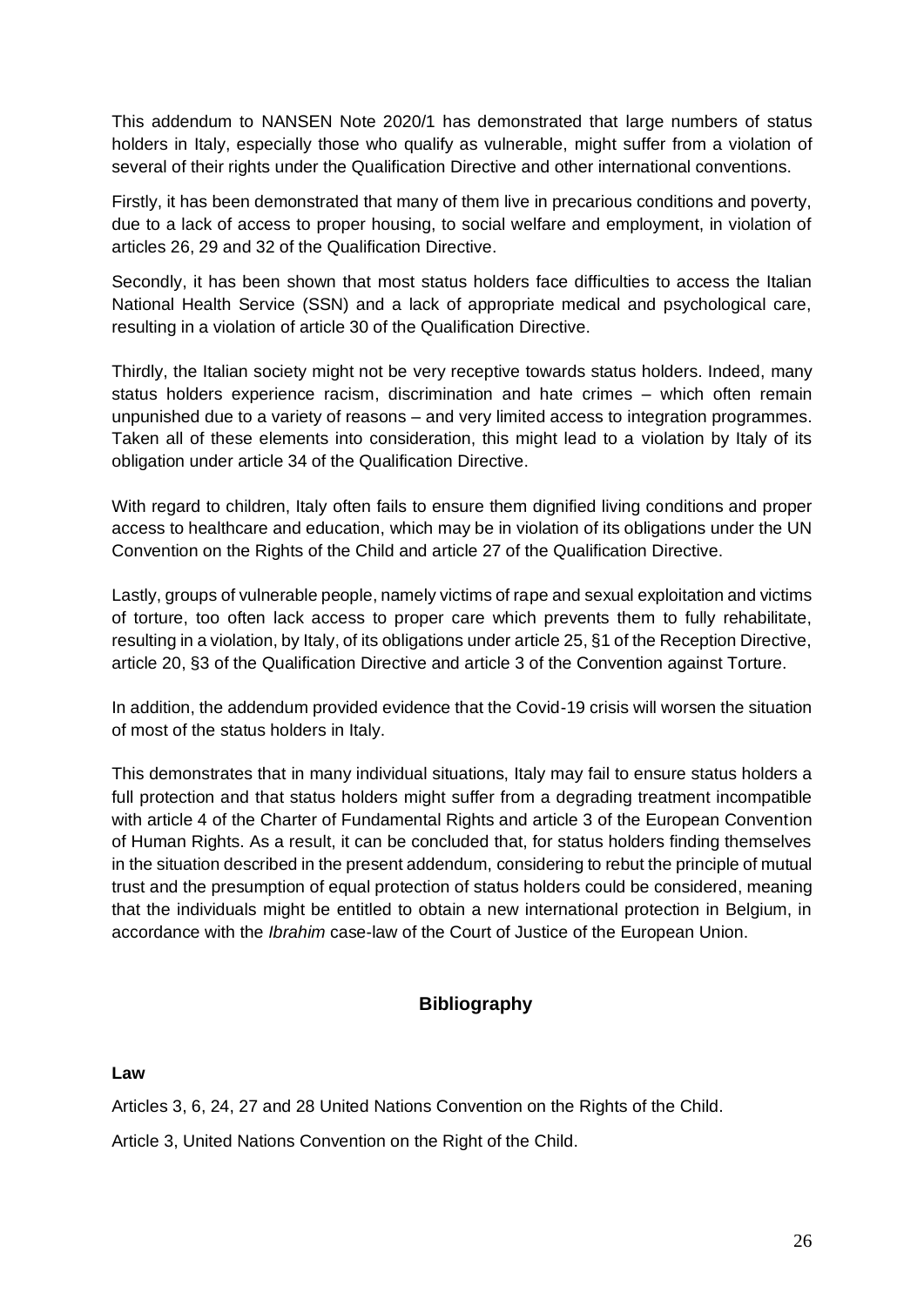This addendum to NANSEN Note 2020/1 has demonstrated that large numbers of status holders in Italy, especially those who qualify as vulnerable, might suffer from a violation of several of their rights under the Qualification Directive and other international conventions.

Firstly, it has been demonstrated that many of them live in precarious conditions and poverty, due to a lack of access to proper housing, to social welfare and employment, in violation of articles 26, 29 and 32 of the Qualification Directive.

Secondly, it has been shown that most status holders face difficulties to access the Italian National Health Service (SSN) and a lack of appropriate medical and psychological care, resulting in a violation of article 30 of the Qualification Directive.

Thirdly, the Italian society might not be very receptive towards status holders. Indeed, many status holders experience racism, discrimination and hate crimes – which often remain unpunished due to a variety of reasons – and very limited access to integration programmes. Taken all of these elements into consideration, this might lead to a violation by Italy of its obligation under article 34 of the Qualification Directive.

With regard to children, Italy often fails to ensure them dignified living conditions and proper access to healthcare and education, which may be in violation of its obligations under the UN Convention on the Rights of the Child and article 27 of the Qualification Directive.

Lastly, groups of vulnerable people, namely victims of rape and sexual exploitation and victims of torture, too often lack access to proper care which prevents them to fully rehabilitate, resulting in a violation, by Italy, of its obligations under article 25, §1 of the Reception Directive, article 20, §3 of the Qualification Directive and article 3 of the Convention against Torture.

In addition, the addendum provided evidence that the Covid-19 crisis will worsen the situation of most of the status holders in Italy.

This demonstrates that in many individual situations, Italy may fail to ensure status holders a full protection and that status holders might suffer from a degrading treatment incompatible with article 4 of the Charter of Fundamental Rights and article 3 of the European Convention of Human Rights. As a result, it can be concluded that, for status holders finding themselves in the situation described in the present addendum, considering to rebut the principle of mutual trust and the presumption of equal protection of status holders could be considered, meaning that the individuals might be entitled to obtain a new international protection in Belgium, in accordance with the *Ibrahim* case-law of the Court of Justice of the European Union.

## Bibliography

**Law**

Articles 3, 6, 24, 27 and 28 United Nations Convention on the Rights of the Child.

Article 3, United Nations Convention on the Right of the Child.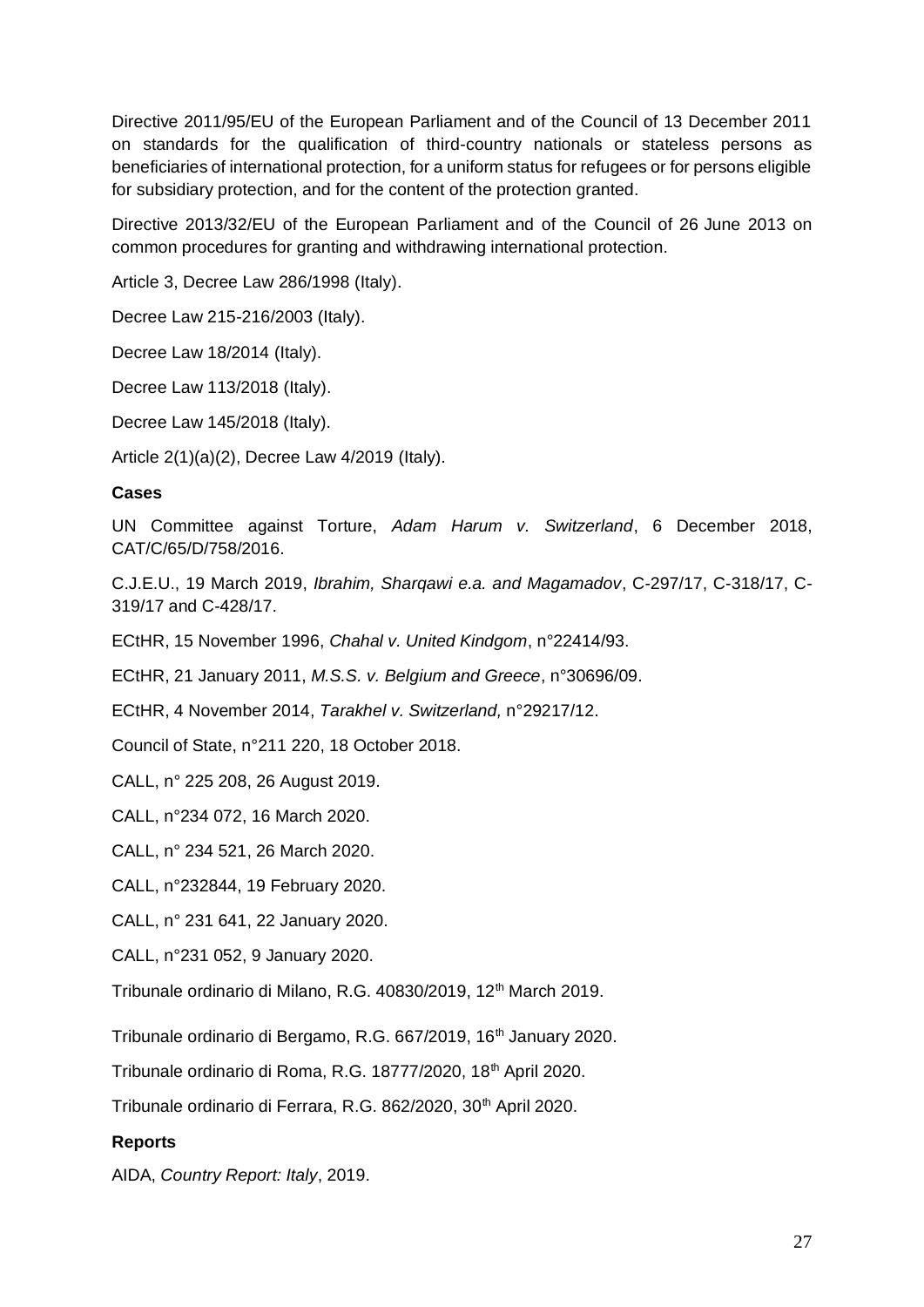Directive 2011/95/EU of the European Parliament and of the Council of 13 December 2011 on standards for the qualification of third-country nationals or stateless persons as beneficiaries of international protection, for a uniform status for refugees or for persons eligible for subsidiary protection, and for the content of the protection granted.

Directive 2013/32/EU of the European Parliament and of the Council of 26 June 2013 on common procedures for granting and withdrawing international protection.

Article 3, Decree Law 286/1998 (Italy).

Decree Law 215-216/2003 (Italy).

Decree Law 18/2014 (Italy).

Decree Law 113/2018 (Italy).

Decree Law 145/2018 (Italy).

Article 2(1)(a)(2), Decree Law 4/2019 (Italy).

**Cases**

UN Committee against Torture, *Adam Harum v. Switzerland*, 6 December 2018, CAT/C/65/D/758/2016.

C.J.E.U., 19 March 2019, *Ibrahim, Sharqawi e.a. and Magamadov*, C-297/17, C-318/17, C-319/17 and C-428/17.

ECtHR, 15 November 1996, *Chahal v. United Kindgom*, n°22414/93.

ECtHR, 21 January 2011, *M.S.S. v. Belgium and Greece*, n°30696/09.

ECtHR, 4 November 2014, *Tarakhel v. Switzerland,* n°29217/12.

Council of State, n°211 220, 18 October 2018.

CALL, n° 225 208, 26 August 2019.

CALL, n°234 072, 16 March 2020.

CALL, n° 234 521, 26 March 2020.

CALL, n°232844, 19 February 2020.

CALL, n° 231 641, 22 January 2020.

CALL, n°231 052, 9 January 2020.

Tribunale ordinario di Milano, R.G. 40830/2019, 12th March 2019.

Tribunale ordinario di Bergamo, R.G. 667/2019, 16th January 2020.

Tribunale ordinario di Roma, R.G. 18777/2020, 18th April 2020.

Tribunale ordinario di Ferrara, R.G. 862/2020, 30th April 2020.

**Reports**

AIDA, *Country Report: Italy*, 2019.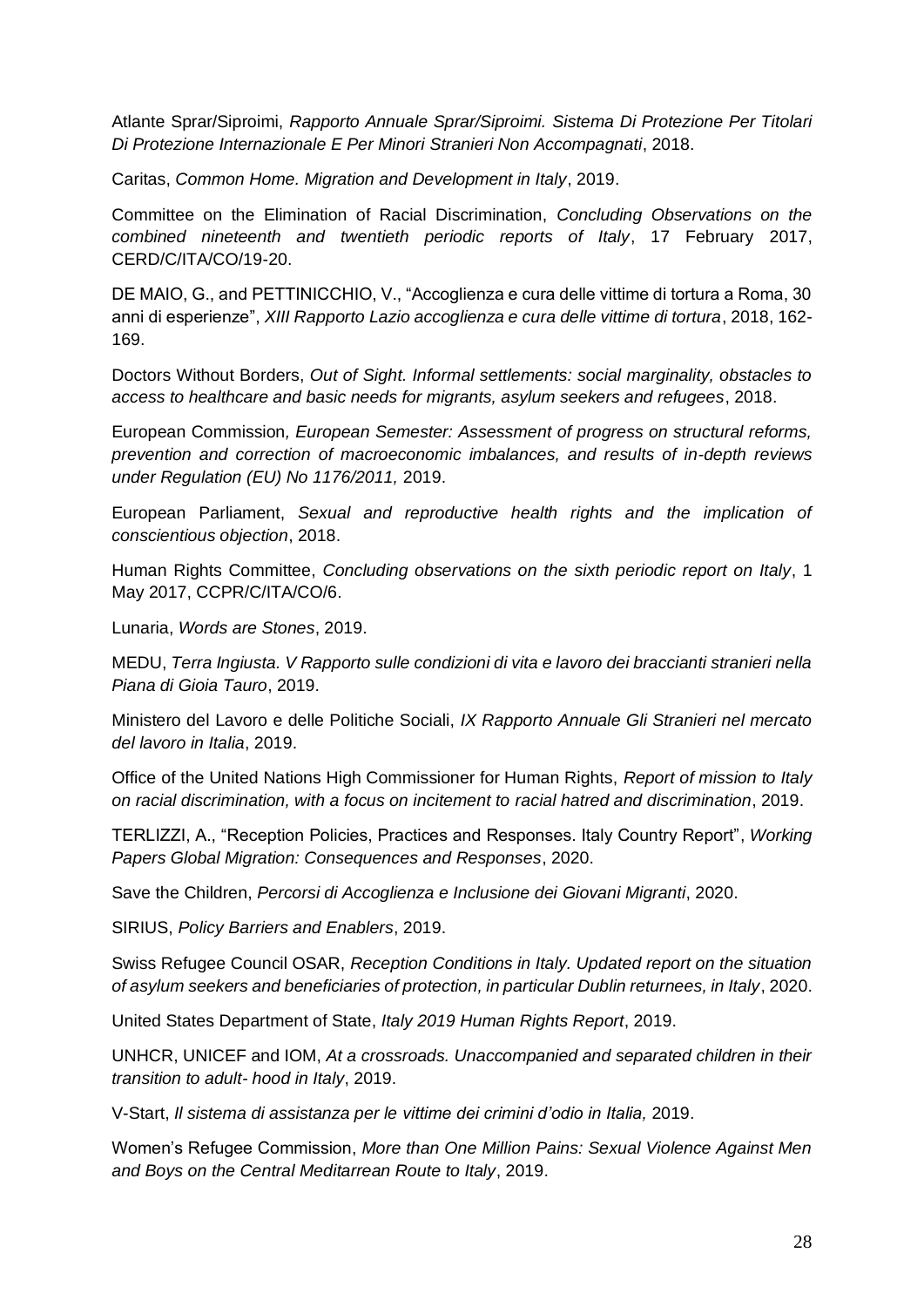Atlante Sprar/Siproimi, *Rapporto Annuale Sprar/Siproimi. Sistema Di Protezione Per Titolari Di Protezione Internazionale E Per Minori Stranieri Non Accompagnati*, 2018.

Caritas, *Common Home. Migration and Development in Italy*, 2019.

Committee on the Elimination of Racial Discrimination, *Concluding Observations on the combined nineteenth and twentieth periodic reports of Italy*, 17 February 2017, CERD/C/ITA/CO/19-20.

DE MAIO, G., and PETTINICCHIO, V., "Accoglienza e cura delle vittime di tortura a Roma, 30 anni di esperienze", *XIII Rapporto Lazio accoglienza e cura delle vittime di tortura*, 2018, 162-169.

Doctors Without Borders, *Out of Sight. Informal settlements: social marginality, obstacles to access to healthcare and basic needs for migrants, asylum seekers and refugees*, 2018.

European Commission, *European Semester: Assessment of progress on structural reforms, prevention and correction of macroeconomic imbalances, and results of in-depth reviews under Regulation (EU) No 1176/2011,* 2019.

European Parliament, *Sexual and reproductive health rights and the implication of conscientious objection*, 2018.

Human Rights Committee, *Concluding observations on the sixth periodic report on Italy*, 1 May 2017, CCPR/C/ITA/CO/6.

Lunaria, *Words are Stones*, 2019.

MEDU, *Terra Ingiusta. V Rapporto sulle condizioni di vita e lavoro dei braccianti stranieri nella Piana di Gioia Tauro*, 2019.

Ministero del Lavoro e delle Politiche Sociali, *IX Rapporto Annuale Gli Stranieri nel mercato del lavoro in Italia*, 2019.

Office of the United Nations High Commissioner for Human Rights, *Report of mission to Italy on racial discrimination, with a focus on incitement to racial hatred and discrimination*, 2019.

TERLIZZI, A., "Reception Policies, Practices and Responses. Italy Country Report", *Working Papers Global Migration: Consequences and Responses*, 2020.

Save the Children, *Percorsi di Accoglienza e Inclusione dei Giovani Migranti*, 2020.

SIRIUS, *Policy Barriers and Enablers*, 2019.

Swiss Refugee Council OSAR, *Reception Conditions in Italy. Updated report on the situation of asylum seekers and beneficiaries of protection, in particular Dublin returnees, in Italy*, 2020.

United States Department of State, *Italy 2019 Human Rights Report*, 2019.

UNHCR, UNICEF and IOM, *At a crossroads. Unaccompanied and separated children in their transition to adult- hood in Italy*, 2019.

V-Start, *Il sistema di assistanza per le vittime dei crimini d'odio in Italia,* 2019.

Women's Refugee Commission, *More than One Million Pains: Sexual Violence Against Men and Boys on the Central Meditarrean Route to Italy*, 2019.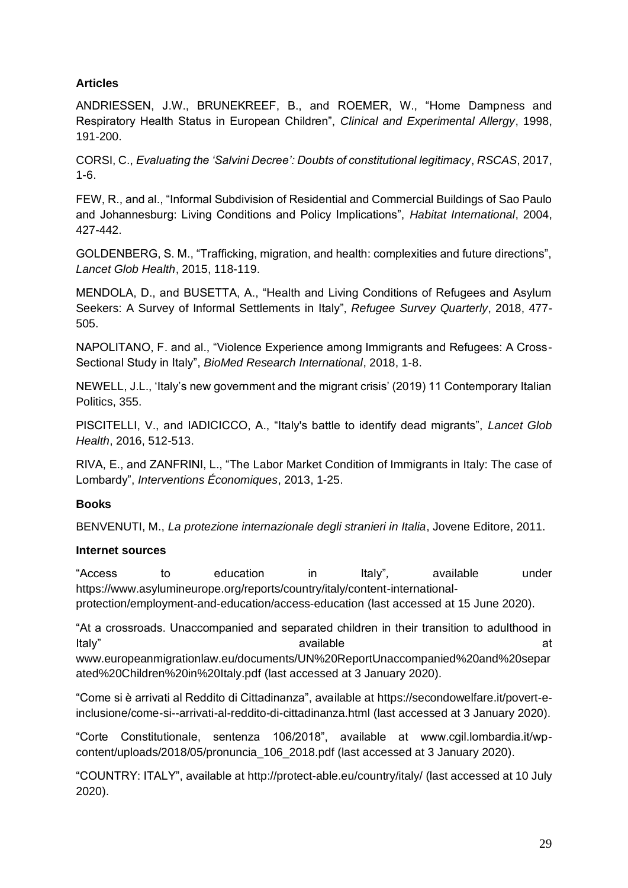**Articles**

ANDRIESSEN, J.W., BRUNEKREEF, B., and ROEMER, W., "Home Dampness and Respiratory Health Status in European Children", *Clinical and Experimental Allergy*, 1998, 191-200.

CORSI, C., *Evaluating the 'Salvini Decree': Doubts of constitutional legitimacy*, *RSCAS*, 2017, 1-6.

FEW, R., and al., "Informal Subdivision of Residential and Commercial Buildings of Sao Paulo and Johannesburg: Living Conditions and Policy Implications", *Habitat International*, 2004, 427-442.

GOLDENBERG, S. M., "Trafficking, migration, and health: complexities and future directions", *Lancet Glob Health*, 2015, 118-119.

MENDOLA, D., and BUSETTA, A., "Health and Living Conditions of Refugees and Asylum Seekers: A Survey of Informal Settlements in Italy", *Refugee Survey Quarterly*, 2018, 477-505.

NAPOLITANO, F. and al., "Violence Experience among Immigrants and Refugees: A Cross-Sectional Study in Italy", *BioMed Research International*, 2018, 1-8.

NEWELL, J.L., 'Italy's new government and the migrant crisis' (2019) 11 Contemporary Italian Politics, 355.

PISCITELLI, V., and IADICICCO, A., "Italy's battle to identify dead migrants", *Lancet Glob Health*, 2016, 512-513.

RIVA, E., and ZANFRINI, L., "The Labor Market Condition of Immigrants in Italy: The case of Lombardy", *Interventions Économiques*, 2013, 1-25.

**Books**

BENVENUTI, M., *La protezione internazionale degli stranieri in Italia*, Jovene Editore, 2011.

**Internet sources**

"Access to education in Italy", available under https://www.asylumineurope.org/reports/country/italy/content-international-protection/employment-and-education/access-education (last accessed at 15 June 2020).

"At a crossroads. Unaccompanied and separated children in their transition to adulthood in Italy" available at www.europeanmigrationlaw.eu/documents/UN%20ReportUnaccompanied%20and%20separated%20Children%20in%20Italy.pdf (last accessed at 3 January 2020).

"Come si è arrivati al Reddito di Cittadinanza", available at https://secondowelfare.it/povert-e-inclusione/come-si--arrivati-al-reddito-di-cittadinanza.html (last accessed at 3 January 2020).

"Corte Constitutionale, sentenza 106/2018", available at www.cgil.lombardia.it/wp-content/uploads/2018/05/pronuncia_106_2018.pdf (last accessed at 3 January 2020).

"COUNTRY: ITALY", available at http://protect-able.eu/country/italy/ (last accessed at 10 July 2020).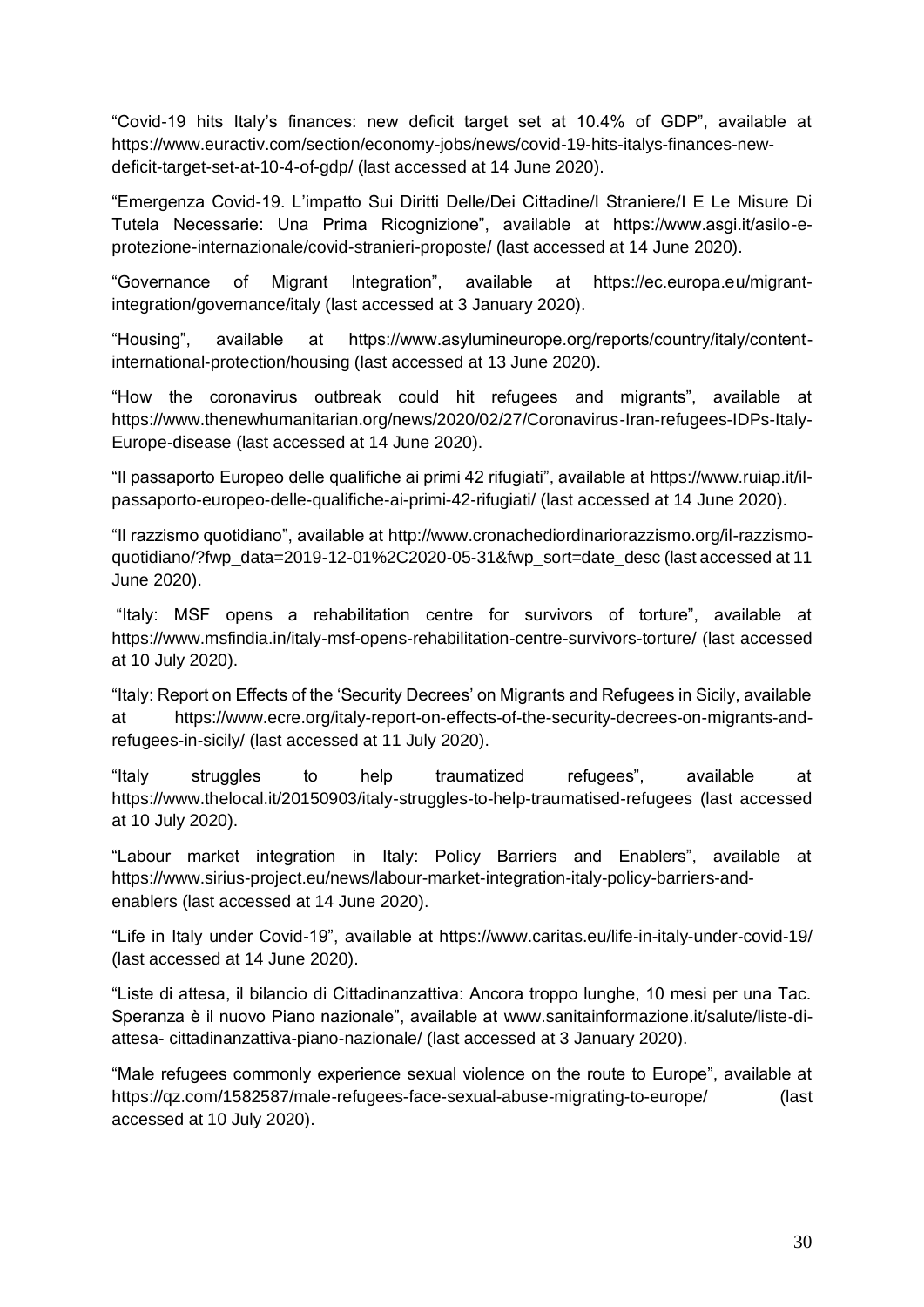"Covid-19 hits Italy's finances: new deficit target set at 10.4% of GDP", available at https://www.euractiv.com/section/economy-jobs/news/covid-19-hits-italys-finances-new-deficit-target-set-at-10-4-of-gdp/ (last accessed at 14 June 2020).

"Emergenza Covid-19. L'impatto Sui Diritti Delle/Dei Cittadine/I Straniere/I E Le Misure Di Tutela Necessarie: Una Prima Ricognizione", available at https://www.asgi.it/asilo-e-protezione-internazionale/covid-stranieri-proposte/ (last accessed at 14 June 2020).

"Governance of Migrant Integration", available at https://ec.europa.eu/migrant-integration/governance/italy (last accessed at 3 January 2020).

"Housing", available at https://www.asylumineurope.org/reports/country/italy/content-international-protection/housing (last accessed at 13 June 2020).

"How the coronavirus outbreak could hit refugees and migrants", available at https://www.thenewhumanitarian.org/news/2020/02/27/Coronavirus-Iran-refugees-IDPs-Italy-Europe-disease (last accessed at 14 June 2020).

"Il passaporto Europeo delle qualifiche ai primi 42 rifugiati", available at https://www.ruiap.it/il-passaporto-europeo-delle-qualifiche-ai-primi-42-rifugiati/ (last accessed at 14 June 2020).

"Il razzismo quotidiano", available at http://www.cronachediordinariorazzismo.org/il-razzismo-quotidiano/?fwp_data=2019-12-01%2C2020-05-31&fwp_sort=date_desc (last accessed at 11 June 2020).

"Italy: MSF opens a rehabilitation centre for survivors of torture", available at https://www.msfindia.in/italy-msf-opens-rehabilitation-centre-survivors-torture/ (last accessed at 10 July 2020).

"Italy: Report on Effects of the 'Security Decrees' on Migrants and Refugees in Sicily, available at https://www.ecre.org/italy-report-on-effects-of-the-security-decrees-on-migrants-and-refugees-in-sicily/ (last accessed at 11 July 2020).

"Italy struggles to help traumatized refugees", available at https://www.thelocal.it/20150903/italy-struggles-to-help-traumatised-refugees (last accessed at 10 July 2020).

"Labour market integration in Italy: Policy Barriers and Enablers", available at https://www.sirius-project.eu/news/labour-market-integration-italy-policy-barriers-and-enablers (last accessed at 14 June 2020).

"Life in Italy under Covid-19", available at https://www.caritas.eu/life-in-italy-under-covid-19/ (last accessed at 14 June 2020).

"Liste di attesa, il bilancio di Cittadinanzattiva: Ancora troppo lunghe, 10 mesi per una Tac. Speranza è il nuovo Piano nazionale", available at www.sanitainformazione.it/salute/liste-di-attesa- cittadinanzattiva-piano-nazionale/ (last accessed at 3 January 2020).

"Male refugees commonly experience sexual violence on the route to Europe", available at https://qz.com/1582587/male-refugees-face-sexual-abuse-migrating-to-europe/ (last accessed at 10 July 2020).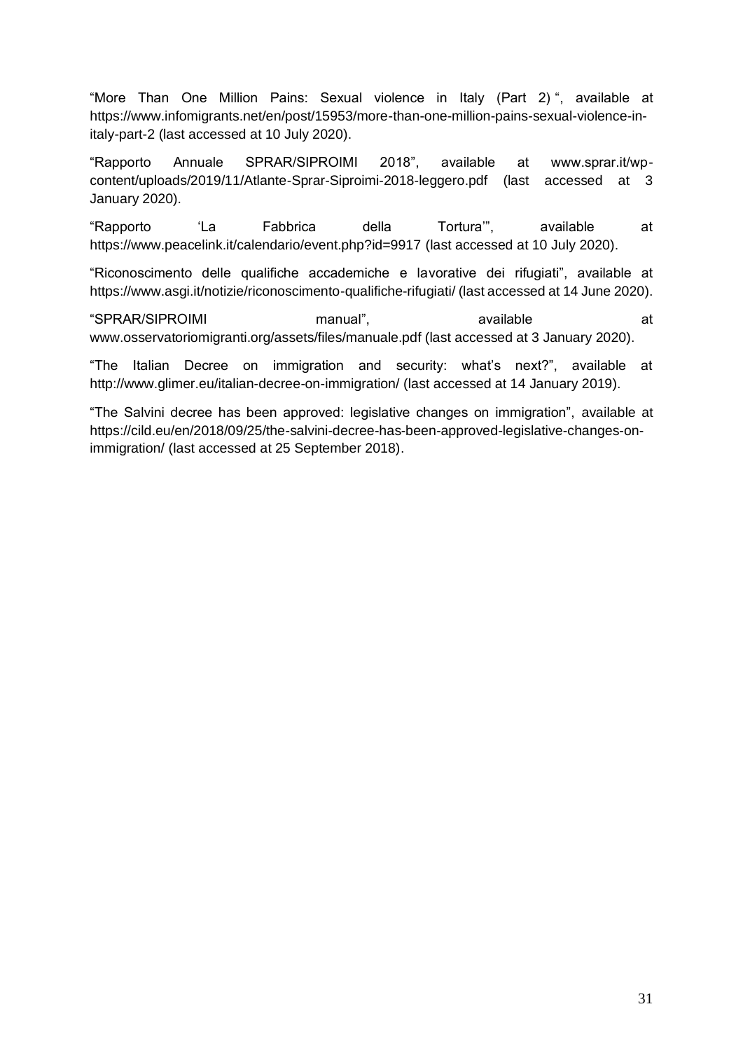"More Than One Million Pains: Sexual violence in Italy (Part 2) ", available at https://www.infomigrants.net/en/post/15953/more-than-one-million-pains-sexual-violence-in-italy-part-2 (last accessed at 10 July 2020).

"Rapporto Annuale SPRAR/SIPROIMI 2018", available at www.sprar.it/wp-content/uploads/2019/11/Atlante-Sprar-Siproimi-2018-leggero.pdf (last accessed at 3 January 2020).

"Rapporto 'La Fabbrica della Tortura'", available at https://www.peacelink.it/calendario/event.php?id=9917 (last accessed at 10 July 2020).

"Riconoscimento delle qualifiche accademiche e lavorative dei rifugiati", available at https://www.asgi.it/notizie/riconoscimento-qualifiche-rifugiati/ (last accessed at 14 June 2020).

"SPRAR/SIPROIMI manual", available at www.osservatoriomigranti.org/assets/files/manuale.pdf (last accessed at 3 January 2020).

"The Italian Decree on immigration and security: what's next?", available at http://www.glimer.eu/italian-decree-on-immigration/ (last accessed at 14 January 2019).

"The Salvini decree has been approved: legislative changes on immigration", available at https://cild.eu/en/2018/09/25/the-salvini-decree-has-been-approved-legislative-changes-on-immigration/ (last accessed at 25 September 2018).